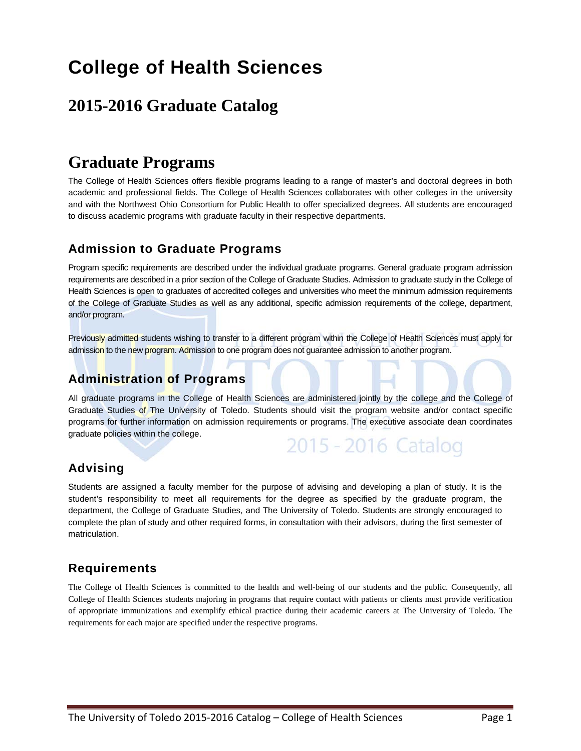# College of Health Sciences

## 2015-2016 Graduate Catalog

## Graduate Programs

The College of Health Sciences offers flexible programs leading to a range of master's and doctoral degrees in both academic and professional fields. The College of Health Sciences collaborates with other colleges in the university and with the Northwest Ohio Consortium for Public Health to offer specialized degrees. All students are encouraged to discuss academic programs with graduate faculty in their respective departments.

### Admission to Graduate Programs

Program specific requirements are described under the individual graduate programs. General graduate program admission requirements are described in a prior section of the College of Graduate Studies. Admission to graduate study in the College of Health Sciences is open to graduates of accredited colleges and universities who meet the minimum admission requirements of the College of Graduate Studies as well as any additional, specific admission requirements of the college, department, and/or program.

Previously admitted students wishing to transfer to a different program within the College of Health Sciences must apply for admission to the new program. Admission to one program does not guarantee admission to another program.

### Administration of Programs

All graduate programs in the College of Health Sciences are administered jointly by the college and the College of Graduate Studies of The University of Toledo. Students should visit the program website and/or contact specific programs for further information on admission requirements or programs. The executive associate dean coordinates graduate policies within the college.

### Advising

Students are assigned a faculty member for the purpose of advising and developing a plan of study. It is the student's responsibility to meet all requirements for the degree as specified by the graduate program, the department, the College of Graduate Studies, and The University of Toledo. Students are strongly encouraged to complete the plan of study and other required forms, in consultation with their advisors, during the first semester of matriculation.

### Requirements

The College of Health Sciences is committed to the health and well-being of our students and the public. Consequently, all College of Health Sciences students majoring in programs that require contact with patients or clients must provide verification of appropriate immunizations and exemplify ethical practice during their academic careers at The University of Toledo. The requirements for each major are specified under the respective programs.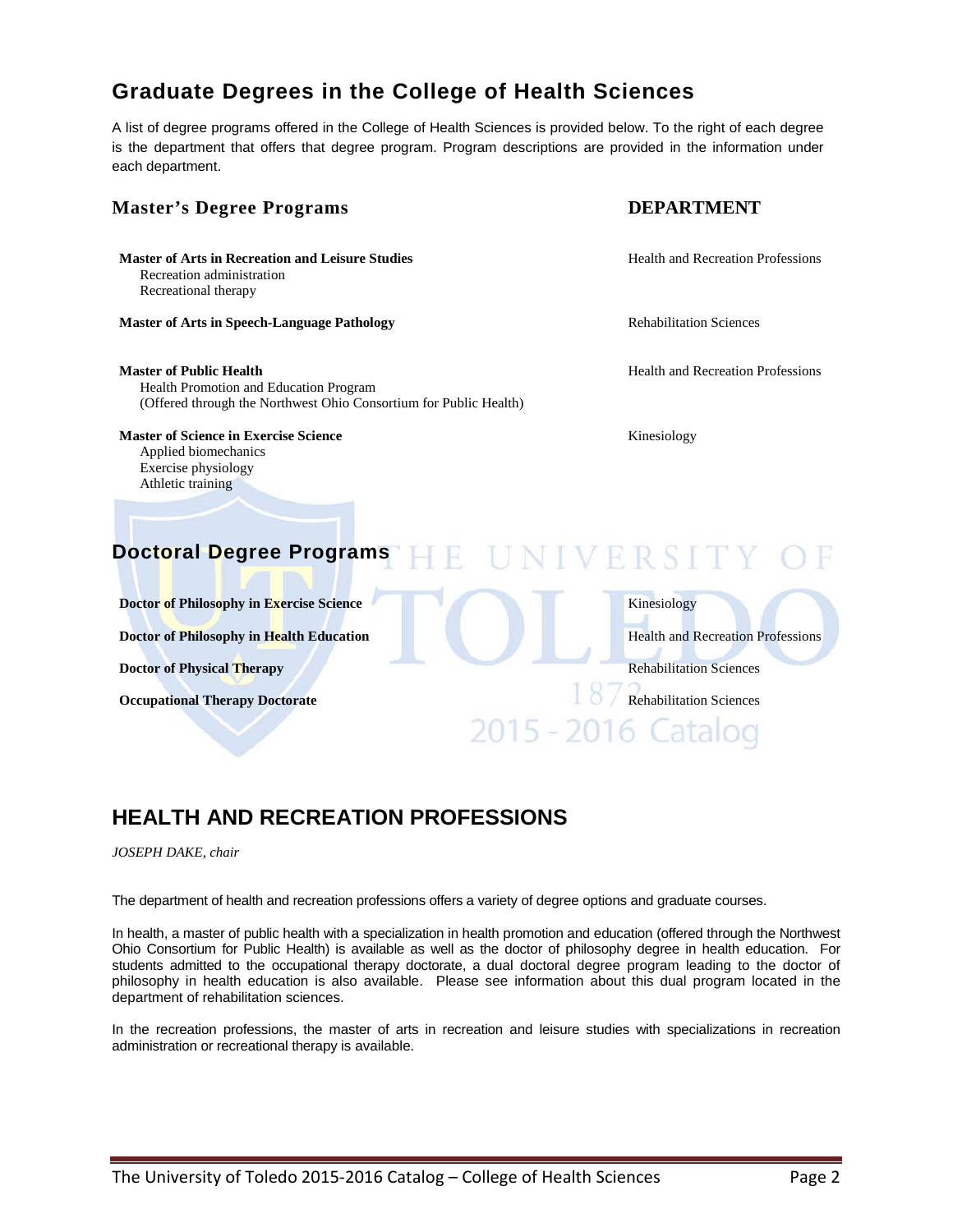## Graduate Degrees in the College of Health Sciences

A list of degree programs offered in the College of Health Sciences is provided below. To the right of each degree is the department that offers that degree program. Program descriptions are provided in the information under each department.

| **Master's Degree Programs** | **DEPARTMENT** |
|---|---|
| **Master of Arts in Recreation and Leisure Studies**<br>Recreation administration<br>Recreational therapy | Health and Recreation Professions |
| **Master of Arts in Speech-Language Pathology** | Rehabilitation Sciences |
| **Master of Public Health**<br>Health Promotion and Education Program<br>(Offered through the Northwest Ohio Consortium for Public Health) | Health and Recreation Professions |
| **Master of Science in Exercise Science**<br>Applied biomechanics<br>Exercise physiology<br>Athletic training | Kinesiology |

### Doctoral Degree Programs

| Program | Department |
|---|---|
| **Doctor of Philosophy in Exercise Science** | Kinesiology |
| **Doctor of Philosophy in Health Education** | Health and Recreation Professions |
| **Doctor of Physical Therapy** | Rehabilitation Sciences |
| **Occupational Therapy Doctorate** | Rehabilitation Sciences |

## HEALTH AND RECREATION PROFESSIONS

*JOSEPH DAKE, chair*

The department of health and recreation professions offers a variety of degree options and graduate courses.

In health, a master of public health with a specialization in health promotion and education (offered through the Northwest Ohio Consortium for Public Health) is available as well as the doctor of philosophy degree in health education. For students admitted to the occupational therapy doctorate, a dual doctoral degree program leading to the doctor of philosophy in health education is also available. Please see information about this dual program located in the department of rehabilitation sciences.

In the recreation professions, the master of arts in recreation and leisure studies with specializations in recreation administration or recreational therapy is available.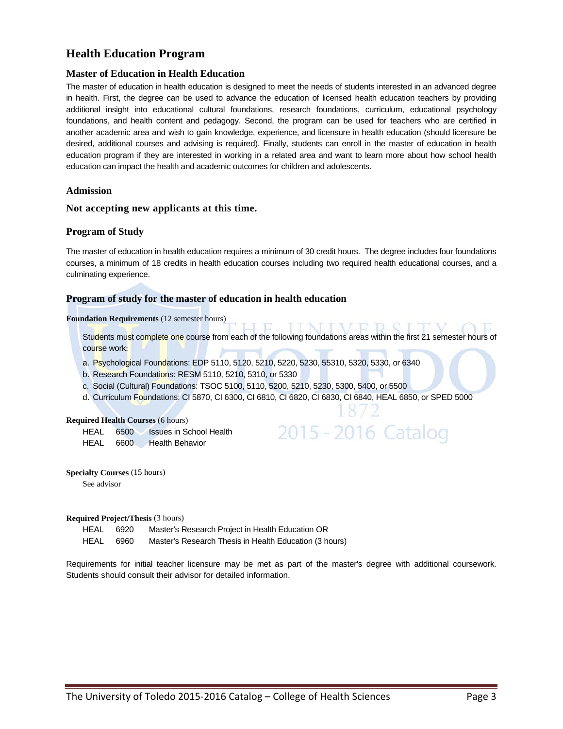# Health Education Program

## Master of Education in Health Education

The master of education in health education is designed to meet the needs of students interested in an advanced degree in health. First, the degree can be used to advance the education of licensed health education teachers by providing additional insight into educational cultural foundations, research foundations, curriculum, educational psychology foundations, and health content and pedagogy. Second, the program can be used for teachers who are certified in another academic area and wish to gain knowledge, experience, and licensure in health education (should licensure be desired, additional courses and advising is required). Finally, students can enroll in the master of education in health education program if they are interested in working in a related area and want to learn more about how school health education can impact the health and academic outcomes for children and adolescents.

## Admission

**Not accepting new applicants at this time.**

## Program of Study

The master of education in health education requires a minimum of 30 credit hours. The degree includes four foundations courses, a minimum of 18 credits in health education courses including two required health educational courses, and a culminating experience.

## Program of study for the master of education in health education

**Foundation Requirements** (12 semester hours)

Students must complete one course from each of the following foundations areas within the first 21 semester hours of course work:

a. Psychological Foundations: EDP 5110, 5120, 5210, 5220, 5230, 55310, 5320, 5330, or 6340
b. Research Foundations: RESM 5110, 5210, 5310, or 5330
c. Social (Cultural) Foundations: TSOC 5100, 5110, 5200, 5210, 5230, 5300, 5400, or 5500
d. Curriculum Foundations: CI 5870, CI 6300, CI 6810, CI 6820, CI 6830, CI 6840, HEAL 6850, or SPED 5000

**Required Health Courses** (6 hours)

HEAL 6500 Issues in School Health
HEAL 6600 Health Behavior

**Specialty Courses** (15 hours)

See advisor

**Required Project/Thesis** (3 hours)

HEAL 6920 Master's Research Project in Health Education OR
HEAL 6960 Master's Research Thesis in Health Education (3 hours)

Requirements for initial teacher licensure may be met as part of the master's degree with additional coursework. Students should consult their advisor for detailed information.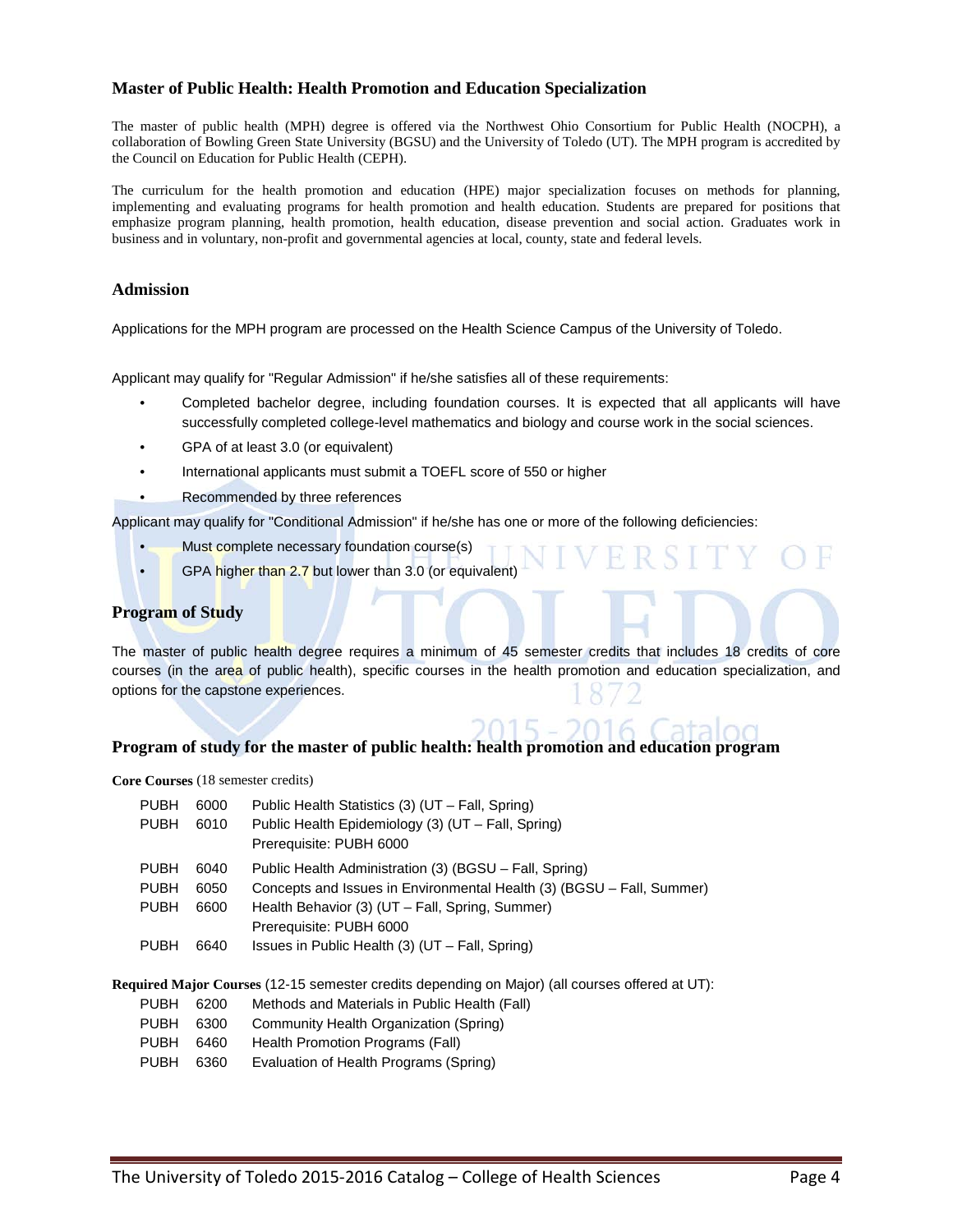## Master of Public Health: Health Promotion and Education Specialization

The master of public health (MPH) degree is offered via the Northwest Ohio Consortium for Public Health (NOCPH), a collaboration of Bowling Green State University (BGSU) and the University of Toledo (UT). The MPH program is accredited by the Council on Education for Public Health (CEPH).

The curriculum for the health promotion and education (HPE) major specialization focuses on methods for planning, implementing and evaluating programs for health promotion and health education. Students are prepared for positions that emphasize program planning, health promotion, health education, disease prevention and social action. Graduates work in business and in voluntary, non-profit and governmental agencies at local, county, state and federal levels.

### Admission

Applications for the MPH program are processed on the Health Science Campus of the University of Toledo.

Applicant may qualify for "Regular Admission" if he/she satisfies all of these requirements:

- Completed bachelor degree, including foundation courses. It is expected that all applicants will have successfully completed college-level mathematics and biology and course work in the social sciences.
- GPA of at least 3.0 (or equivalent)
- International applicants must submit a TOEFL score of 550 or higher
- Recommended by three references

Applicant may qualify for "Conditional Admission" if he/she has one or more of the following deficiencies:

- Must complete necessary foundation course(s)
- GPA higher than 2.7 but lower than 3.0 (or equivalent)

### Program of Study

The master of public health degree requires a minimum of 45 semester credits that includes 18 credits of core courses (in the area of public health), specific courses in the health promotion and education specialization, and options for the capstone experiences.

### Program of study for the master of public health: health promotion and education program

**Core Courses** (18 semester credits)

PUBH 6000 Public Health Statistics (3) (UT – Fall, Spring)
PUBH 6010 Public Health Epidemiology (3) (UT – Fall, Spring)
Prerequisite: PUBH 6000
PUBH 6040 Public Health Administration (3) (BGSU – Fall, Spring)
PUBH 6050 Concepts and Issues in Environmental Health (3) (BGSU – Fall, Summer)
PUBH 6600 Health Behavior (3) (UT – Fall, Spring, Summer)
Prerequisite: PUBH 6000
PUBH 6640 Issues in Public Health (3) (UT – Fall, Spring)

**Required Major Courses** (12-15 semester credits depending on Major) (all courses offered at UT):

PUBH 6200 Methods and Materials in Public Health (Fall)
PUBH 6300 Community Health Organization (Spring)
PUBH 6460 Health Promotion Programs (Fall)
PUBH 6360 Evaluation of Health Programs (Spring)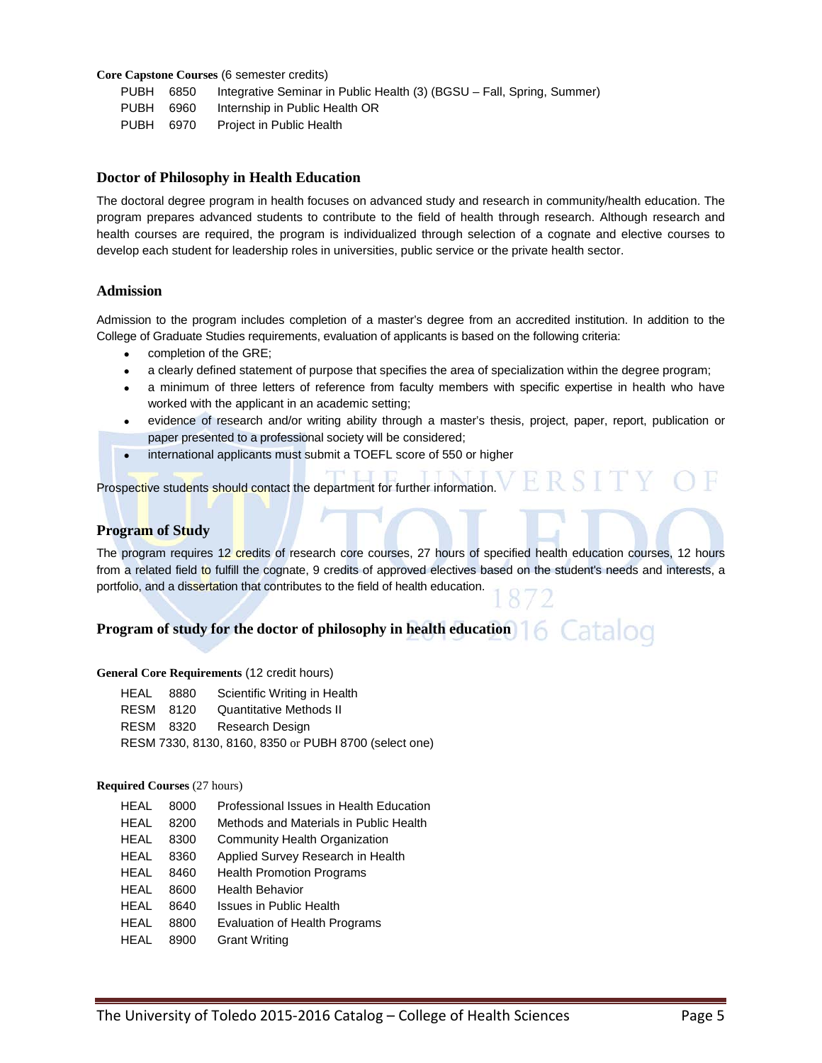**Core Capstone Courses** (6 semester credits)

| | | |
|---|---|---|
| PUBH | 6850 | Integrative Seminar in Public Health (3) (BGSU – Fall, Spring, Summer) |
| PUBH | 6960 | Internship in Public Health OR |
| PUBH | 6970 | Project in Public Health |

## Doctor of Philosophy in Health Education

The doctoral degree program in health focuses on advanced study and research in community/health education. The program prepares advanced students to contribute to the field of health through research. Although research and health courses are required, the program is individualized through selection of a cognate and elective courses to develop each student for leadership roles in universities, public service or the private health sector.

### Admission

Admission to the program includes completion of a master's degree from an accredited institution. In addition to the College of Graduate Studies requirements, evaluation of applicants is based on the following criteria:

- completion of the GRE;
- a clearly defined statement of purpose that specifies the area of specialization within the degree program;
- a minimum of three letters of reference from faculty members with specific expertise in health who have worked with the applicant in an academic setting;
- evidence of research and/or writing ability through a master's thesis, project, paper, report, publication or paper presented to a professional society will be considered;
- international applicants must submit a TOEFL score of 550 or higher

Prospective students should contact the department for further information.

### Program of Study

The program requires 12 credits of research core courses, 27 hours of specified health education courses, 12 hours from a related field to fulfill the cognate, 9 credits of approved electives based on the student's needs and interests, a portfolio, and a dissertation that contributes to the field of health education.

### Program of study for the doctor of philosophy in health education

**General Core Requirements** (12 credit hours)

| | | |
|---|---|---|
| HEAL | 8880 | Scientific Writing in Health |
| RESM | 8120 | Quantitative Methods II |
| RESM | 8320 | Research Design |

RESM 7330, 8130, 8160, 8350 or PUBH 8700 (select one)

**Required Courses** (27 hours)

| | | |
|---|---|---|
| HEAL | 8000 | Professional Issues in Health Education |
| HEAL | 8200 | Methods and Materials in Public Health |
| HEAL | 8300 | Community Health Organization |
| HEAL | 8360 | Applied Survey Research in Health |
| HEAL | 8460 | Health Promotion Programs |
| HEAL | 8600 | Health Behavior |
| HEAL | 8640 | Issues in Public Health |
| HEAL | 8800 | Evaluation of Health Programs |
| HEAL | 8900 | Grant Writing |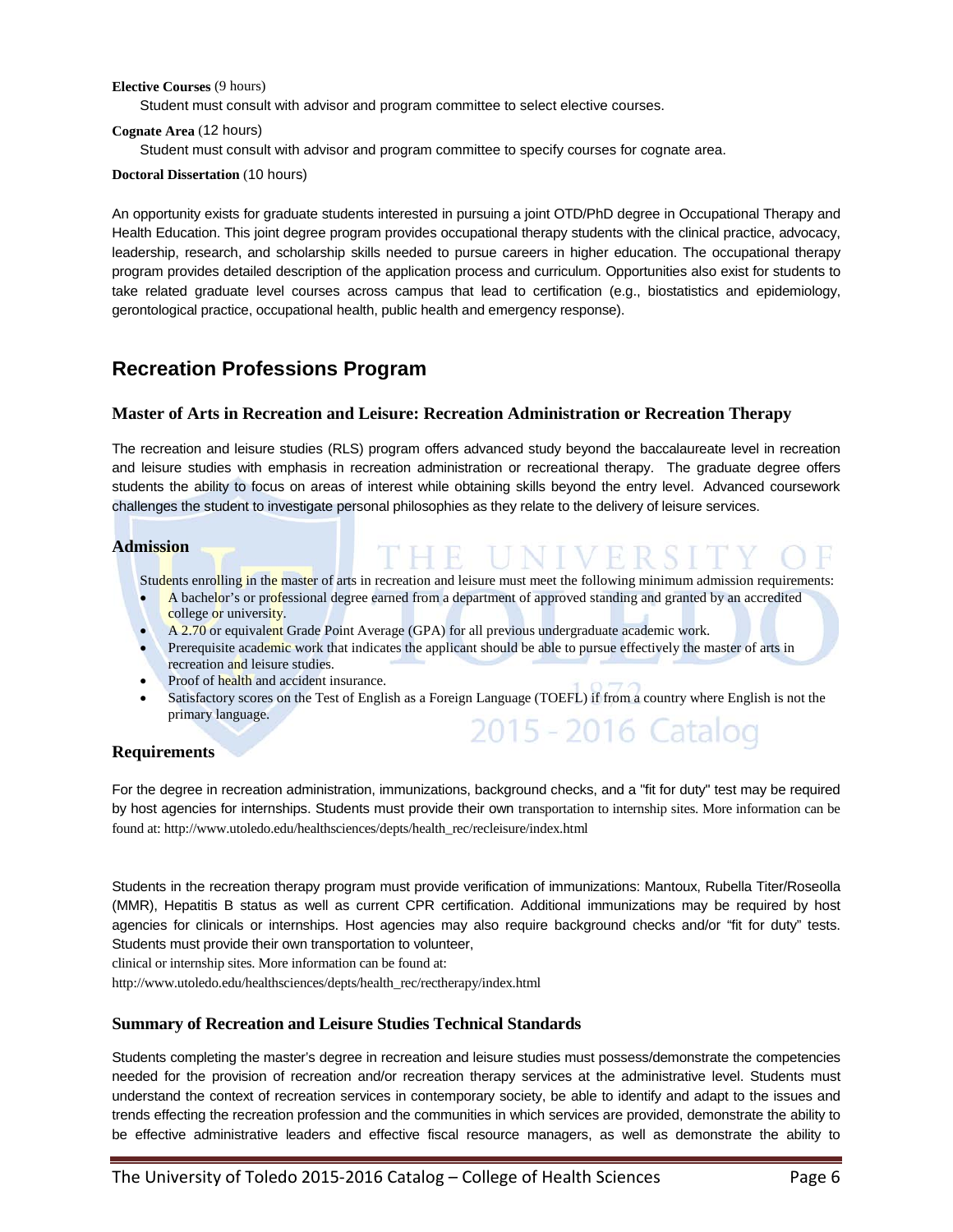**Elective Courses** (9 hours)

Student must consult with advisor and program committee to select elective courses.

**Cognate Area** (12 hours)

Student must consult with advisor and program committee to specify courses for cognate area.

**Doctoral Dissertation** (10 hours)

An opportunity exists for graduate students interested in pursuing a joint OTD/PhD degree in Occupational Therapy and Health Education. This joint degree program provides occupational therapy students with the clinical practice, advocacy, leadership, research, and scholarship skills needed to pursue careers in higher education. The occupational therapy program provides detailed description of the application process and curriculum. Opportunities also exist for students to take related graduate level courses across campus that lead to certification (e.g., biostatistics and epidemiology, gerontological practice, occupational health, public health and emergency response).

## Recreation Professions Program

### Master of Arts in Recreation and Leisure: Recreation Administration or Recreation Therapy

The recreation and leisure studies (RLS) program offers advanced study beyond the baccalaureate level in recreation and leisure studies with emphasis in recreation administration or recreational therapy. The graduate degree offers students the ability to focus on areas of interest while obtaining skills beyond the entry level. Advanced coursework challenges the student to investigate personal philosophies as they relate to the delivery of leisure services.

### Admission

Students enrolling in the master of arts in recreation and leisure must meet the following minimum admission requirements:

- A bachelor's or professional degree earned from a department of approved standing and granted by an accredited college or university.
- A 2.70 or equivalent Grade Point Average (GPA) for all previous undergraduate academic work.
- Prerequisite academic work that indicates the applicant should be able to pursue effectively the master of arts in recreation and leisure studies.
- Proof of health and accident insurance.
- Satisfactory scores on the Test of English as a Foreign Language (TOEFL) if from a country where English is not the primary language.

### Requirements

For the degree in recreation administration, immunizations, background checks, and a "fit for duty" test may be required by host agencies for internships. Students must provide their own transportation to internship sites. More information can be found at: http://www.utoledo.edu/healthsciences/depts/health_rec/recleisure/index.html

Students in the recreation therapy program must provide verification of immunizations: Mantoux, Rubella Titer/Roseolla (MMR), Hepatitis B status as well as current CPR certification. Additional immunizations may be required by host agencies for clinicals or internships. Host agencies may also require background checks and/or "fit for duty" tests. Students must provide their own transportation to volunteer, clinical or internship sites. More information can be found at: http://www.utoledo.edu/healthsciences/depts/health_rec/rectherapy/index.html

### Summary of Recreation and Leisure Studies Technical Standards

Students completing the master's degree in recreation and leisure studies must possess/demonstrate the competencies needed for the provision of recreation and/or recreation therapy services at the administrative level. Students must understand the context of recreation services in contemporary society, be able to identify and adapt to the issues and trends effecting the recreation profession and the communities in which services are provided, demonstrate the ability to be effective administrative leaders and effective fiscal resource managers, as well as demonstrate the ability to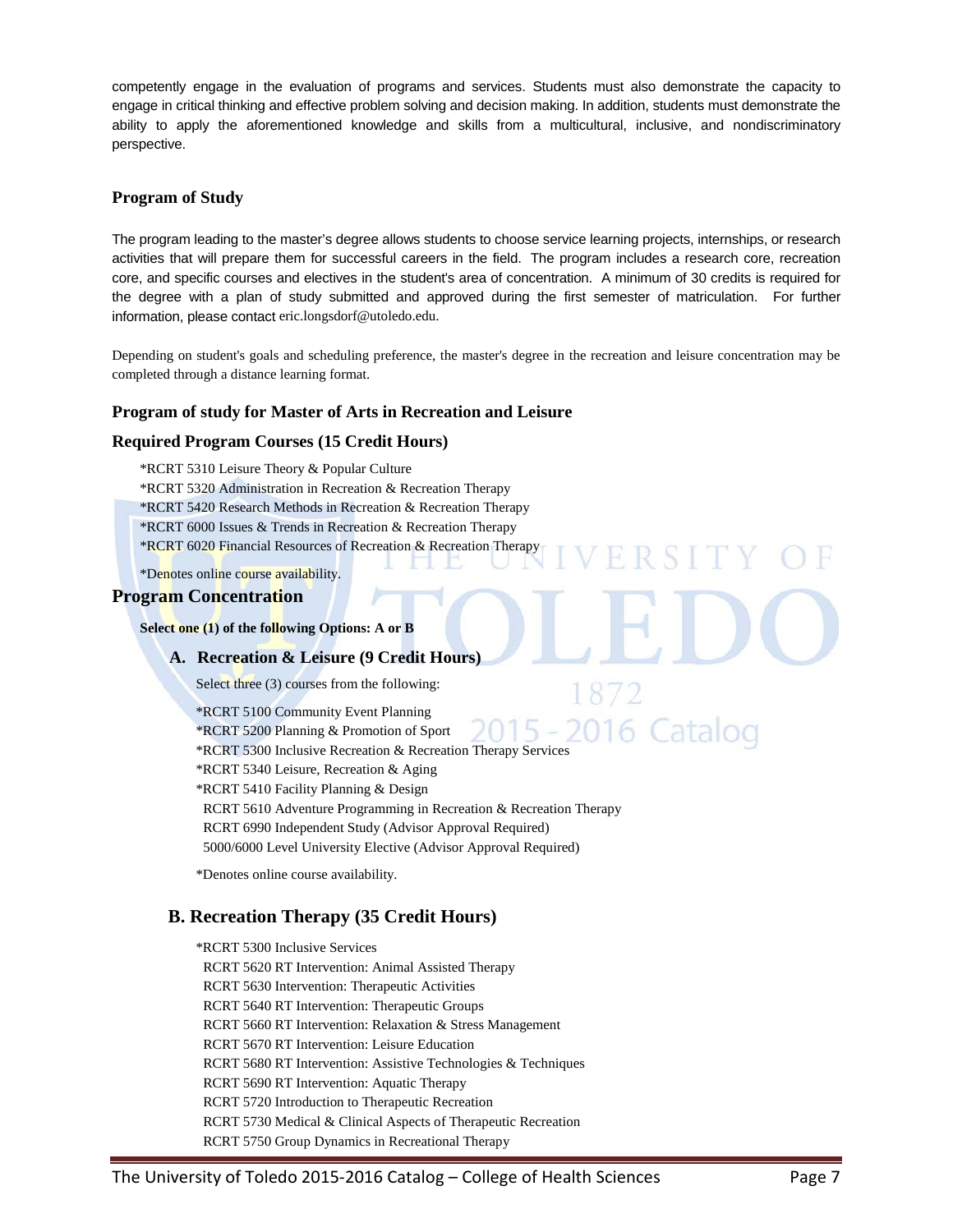competently engage in the evaluation of programs and services. Students must also demonstrate the capacity to engage in critical thinking and effective problem solving and decision making. In addition, students must demonstrate the ability to apply the aforementioned knowledge and skills from a multicultural, inclusive, and nondiscriminatory perspective.

### Program of Study

The program leading to the master's degree allows students to choose service learning projects, internships, or research activities that will prepare them for successful careers in the field. The program includes a research core, recreation core, and specific courses and electives in the student's area of concentration. A minimum of 30 credits is required for the degree with a plan of study submitted and approved during the first semester of matriculation. For further information, please contact eric.longsdorf@utoledo.edu.

Depending on student's goals and scheduling preference, the master's degree in the recreation and leisure concentration may be completed through a distance learning format.

### Program of study for Master of Arts in Recreation and Leisure

### Required Program Courses (15 Credit Hours)

*RCRT 5310 Leisure Theory & Popular Culture
*RCRT 5320 Administration in Recreation & Recreation Therapy
*RCRT 5420 Research Methods in Recreation & Recreation Therapy
*RCRT 6000 Issues & Trends in Recreation & Recreation Therapy
*RCRT 6020 Financial Resources of Recreation & Recreation Therapy

*Denotes online course availability.

### Program Concentration

**Select one (1) of the following Options: A or B**

#### A. Recreation & Leisure (9 Credit Hours)

Select three (3) courses from the following:

*RCRT 5100 Community Event Planning
*RCRT 5200 Planning & Promotion of Sport
*RCRT 5300 Inclusive Recreation & Recreation Therapy Services
*RCRT 5340 Leisure, Recreation & Aging
*RCRT 5410 Facility Planning & Design
RCRT 5610 Adventure Programming in Recreation & Recreation Therapy
RCRT 6990 Independent Study (Advisor Approval Required)
5000/6000 Level University Elective (Advisor Approval Required)

*Denotes online course availability.

#### B. Recreation Therapy (35 Credit Hours)

*RCRT 5300 Inclusive Services
RCRT 5620 RT Intervention: Animal Assisted Therapy
RCRT 5630 Intervention: Therapeutic Activities
RCRT 5640 RT Intervention: Therapeutic Groups
RCRT 5660 RT Intervention: Relaxation & Stress Management
RCRT 5670 RT Intervention: Leisure Education
RCRT 5680 RT Intervention: Assistive Technologies & Techniques
RCRT 5690 RT Intervention: Aquatic Therapy
RCRT 5720 Introduction to Therapeutic Recreation
RCRT 5730 Medical & Clinical Aspects of Therapeutic Recreation
RCRT 5750 Group Dynamics in Recreational Therapy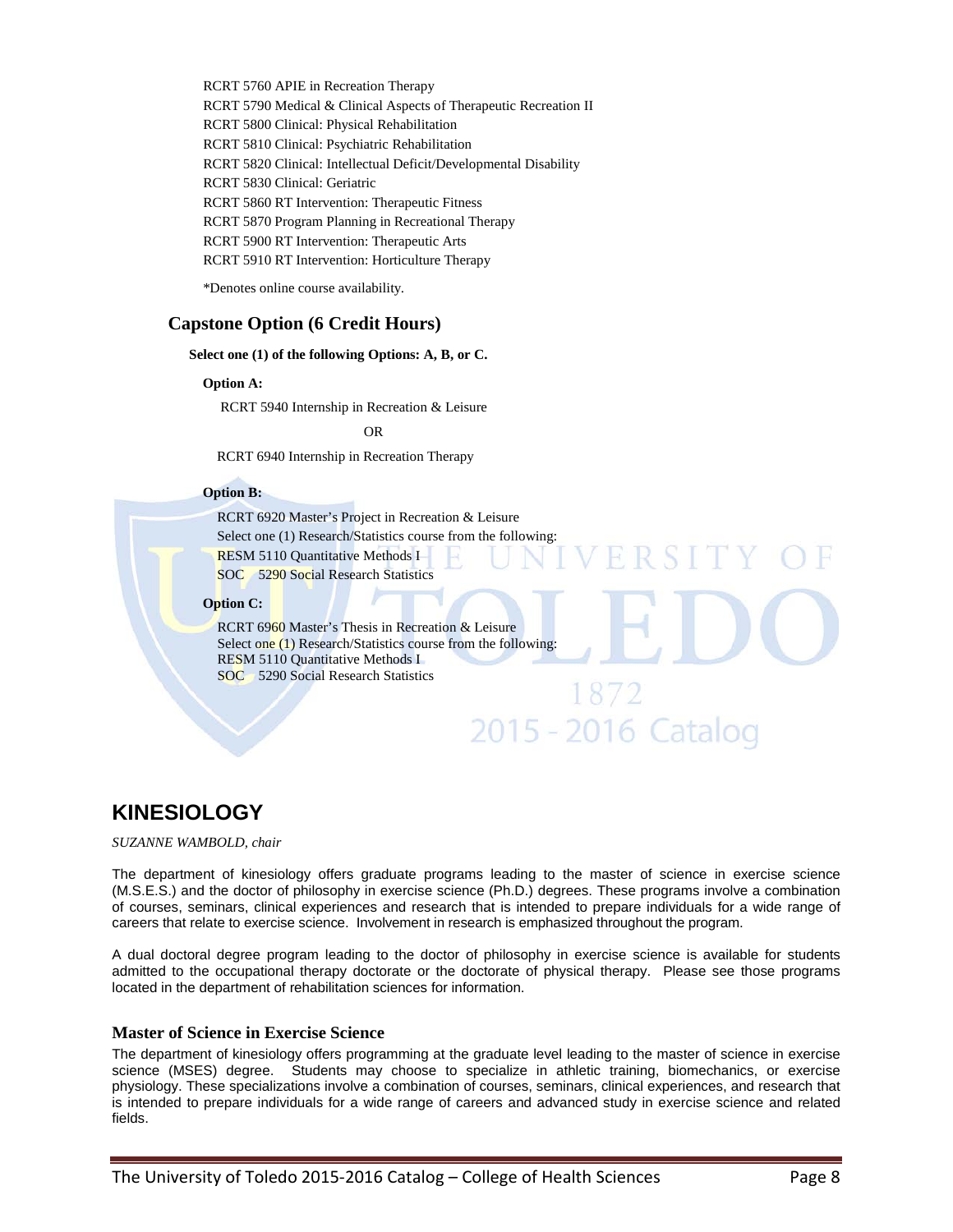RCRT 5760 APIE in Recreation Therapy
RCRT 5790 Medical & Clinical Aspects of Therapeutic Recreation II
RCRT 5800 Clinical: Physical Rehabilitation
RCRT 5810 Clinical: Psychiatric Rehabilitation
RCRT 5820 Clinical: Intellectual Deficit/Developmental Disability
RCRT 5830 Clinical: Geriatric
RCRT 5860 RT Intervention: Therapeutic Fitness
RCRT 5870 Program Planning in Recreational Therapy
RCRT 5900 RT Intervention: Therapeutic Arts
RCRT 5910 RT Intervention: Horticulture Therapy

*Denotes online course availability.

### Capstone Option (6 Credit Hours)

**Select one (1) of the following Options: A, B, or C.**

**Option A:**

RCRT 5940 Internship in Recreation & Leisure

OR

RCRT 6940 Internship in Recreation Therapy

**Option B:**

RCRT 6920 Master's Project in Recreation & Leisure
Select one (1) Research/Statistics course from the following:
RESM 5110 Quantitative Methods I
SOC 5290 Social Research Statistics

**Option C:**

RCRT 6960 Master's Thesis in Recreation & Leisure
Select one (1) Research/Statistics course from the following:
RESM 5110 Quantitative Methods I
SOC 5290 Social Research Statistics

## KINESIOLOGY

*SUZANNE WAMBOLD, chair*

The department of kinesiology offers graduate programs leading to the master of science in exercise science (M.S.E.S.) and the doctor of philosophy in exercise science (Ph.D.) degrees. These programs involve a combination of courses, seminars, clinical experiences and research that is intended to prepare individuals for a wide range of careers that relate to exercise science. Involvement in research is emphasized throughout the program.

A dual doctoral degree program leading to the doctor of philosophy in exercise science is available for students admitted to the occupational therapy doctorate or the doctorate of physical therapy. Please see those programs located in the department of rehabilitation sciences for information.

### Master of Science in Exercise Science

The department of kinesiology offers programming at the graduate level leading to the master of science in exercise science (MSES) degree. Students may choose to specialize in athletic training, biomechanics, or exercise physiology. These specializations involve a combination of courses, seminars, clinical experiences, and research that is intended to prepare individuals for a wide range of careers and advanced study in exercise science and related fields.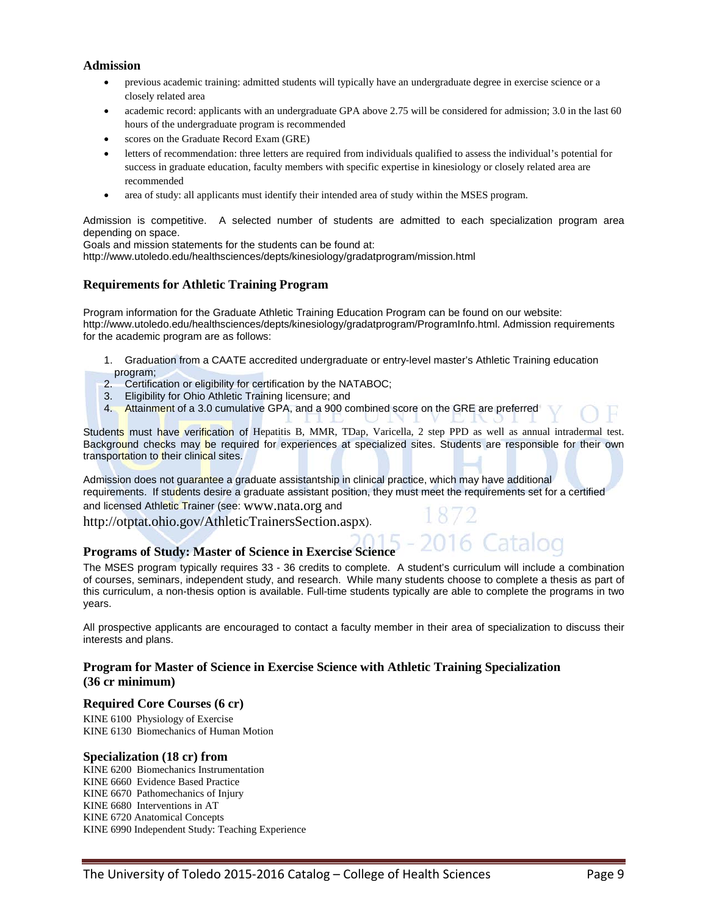### Admission

- previous academic training: admitted students will typically have an undergraduate degree in exercise science or a closely related area
- academic record: applicants with an undergraduate GPA above 2.75 will be considered for admission; 3.0 in the last 60 hours of the undergraduate program is recommended
- scores on the Graduate Record Exam (GRE)
- letters of recommendation: three letters are required from individuals qualified to assess the individual's potential for success in graduate education, faculty members with specific expertise in kinesiology or closely related area are recommended
- area of study: all applicants must identify their intended area of study within the MSES program.

Admission is competitive. A selected number of students are admitted to each specialization program area depending on space.
Goals and mission statements for the students can be found at:
http://www.utoledo.edu/healthsciences/depts/kinesiology/gradatprogram/mission.html

### Requirements for Athletic Training Program

Program information for the Graduate Athletic Training Education Program can be found on our website: http://www.utoledo.edu/healthsciences/depts/kinesiology/gradatprogram/ProgramInfo.html. Admission requirements for the academic program are as follows:

1. Graduation from a CAATE accredited undergraduate or entry-level master's Athletic Training education program;
2. Certification or eligibility for certification by the NATABOC;
3. Eligibility for Ohio Athletic Training licensure; and
4. Attainment of a 3.0 cumulative GPA, and a 900 combined score on the GRE are preferred

Students must have verification of Hepatitis B, MMR, TDap, Varicella, 2 step PPD as well as annual intradermal test. Background checks may be required for experiences at specialized sites. Students are responsible for their own transportation to their clinical sites.

Admission does not guarantee a graduate assistantship in clinical practice, which may have additional requirements. If students desire a graduate assistant position, they must meet the requirements set for a certified and licensed Athletic Trainer (see: www.nata.org and http://otptat.ohio.gov/AthleticTrainersSection.aspx).

### Programs of Study: Master of Science in Exercise Science

The MSES program typically requires 33 - 36 credits to complete. A student's curriculum will include a combination of courses, seminars, independent study, and research. While many students choose to complete a thesis as part of this curriculum, a non-thesis option is available. Full-time students typically are able to complete the programs in two years.

All prospective applicants are encouraged to contact a faculty member in their area of specialization to discuss their interests and plans.

### Program for Master of Science in Exercise Science with Athletic Training Specialization (36 cr minimum)

#### Required Core Courses (6 cr)

KINE 6100 Physiology of Exercise
KINE 6130 Biomechanics of Human Motion

#### Specialization (18 cr) from

KINE 6200 Biomechanics Instrumentation
KINE 6660 Evidence Based Practice
KINE 6670 Pathomechanics of Injury
KINE 6680 Interventions in AT
KINE 6720 Anatomical Concepts
KINE 6990 Independent Study: Teaching Experience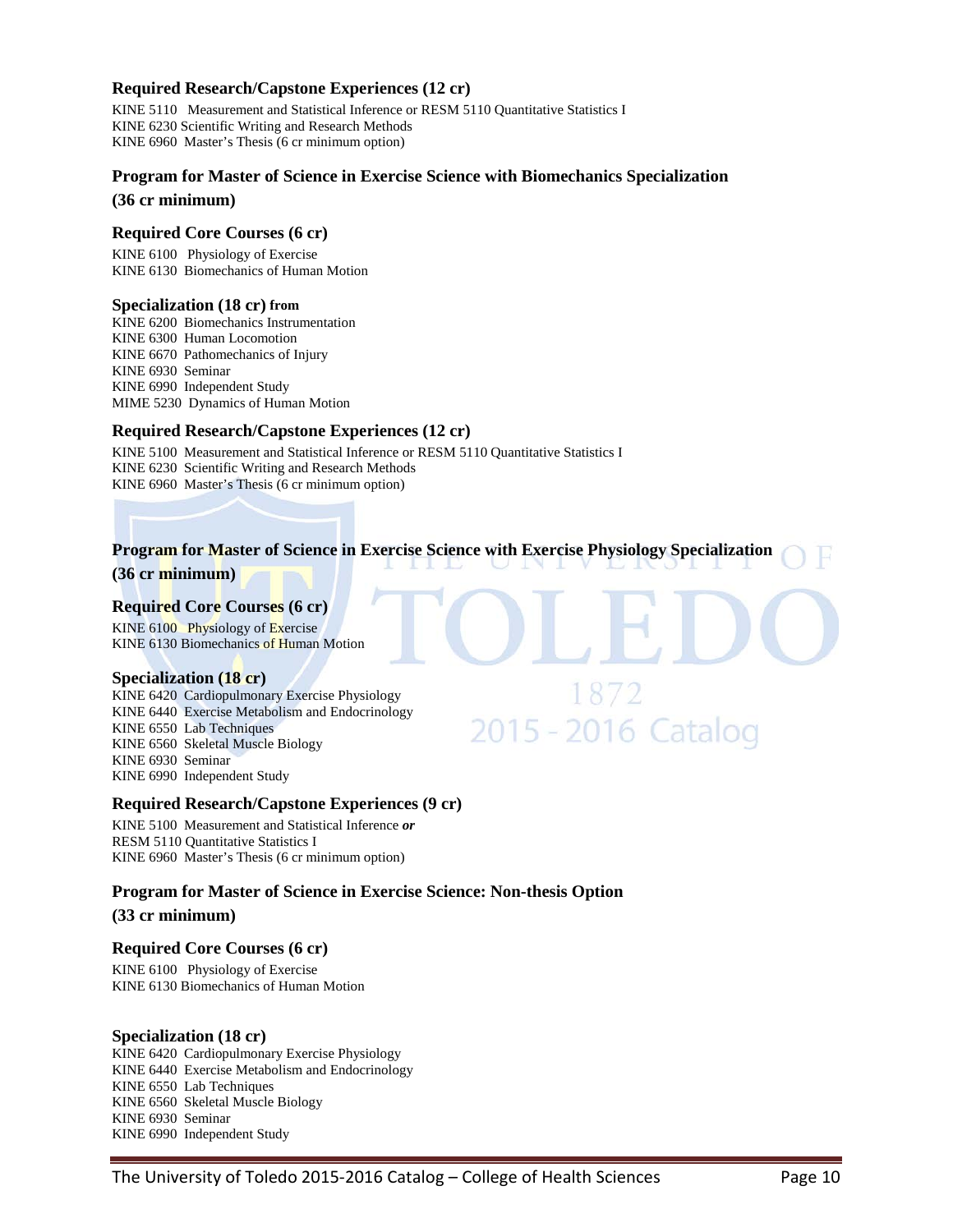### Required Research/Capstone Experiences (12 cr)

KINE 5110 Measurement and Statistical Inference or RESM 5110 Quantitative Statistics I
KINE 6230 Scientific Writing and Research Methods
KINE 6960 Master's Thesis (6 cr minimum option)

## Program for Master of Science in Exercise Science with Biomechanics Specialization (36 cr minimum)

### Required Core Courses (6 cr)

KINE 6100 Physiology of Exercise
KINE 6130 Biomechanics of Human Motion

### Specialization (18 cr) from

KINE 6200 Biomechanics Instrumentation
KINE 6300 Human Locomotion
KINE 6670 Pathomechanics of Injury
KINE 6930 Seminar
KINE 6990 Independent Study
MIME 5230 Dynamics of Human Motion

### Required Research/Capstone Experiences (12 cr)

KINE 5100 Measurement and Statistical Inference or RESM 5110 Quantitative Statistics I
KINE 6230 Scientific Writing and Research Methods
KINE 6960 Master's Thesis (6 cr minimum option)

## Program for Master of Science in Exercise Science with Exercise Physiology Specialization (36 cr minimum)

### Required Core Courses (6 cr)

KINE 6100 Physiology of Exercise
KINE 6130 Biomechanics of Human Motion

### Specialization (18 cr)

KINE 6420 Cardiopulmonary Exercise Physiology
KINE 6440 Exercise Metabolism and Endocrinology
KINE 6550 Lab Techniques
KINE 6560 Skeletal Muscle Biology
KINE 6930 Seminar
KINE 6990 Independent Study

### Required Research/Capstone Experiences (9 cr)

KINE 5100 Measurement and Statistical Inference ***or***
RESM 5110 Quantitative Statistics I
KINE 6960 Master's Thesis (6 cr minimum option)

## Program for Master of Science in Exercise Science: Non-thesis Option (33 cr minimum)

### Required Core Courses (6 cr)

KINE 6100 Physiology of Exercise
KINE 6130 Biomechanics of Human Motion

### Specialization (18 cr)

KINE 6420 Cardiopulmonary Exercise Physiology
KINE 6440 Exercise Metabolism and Endocrinology
KINE 6550 Lab Techniques
KINE 6560 Skeletal Muscle Biology
KINE 6930 Seminar
KINE 6990 Independent Study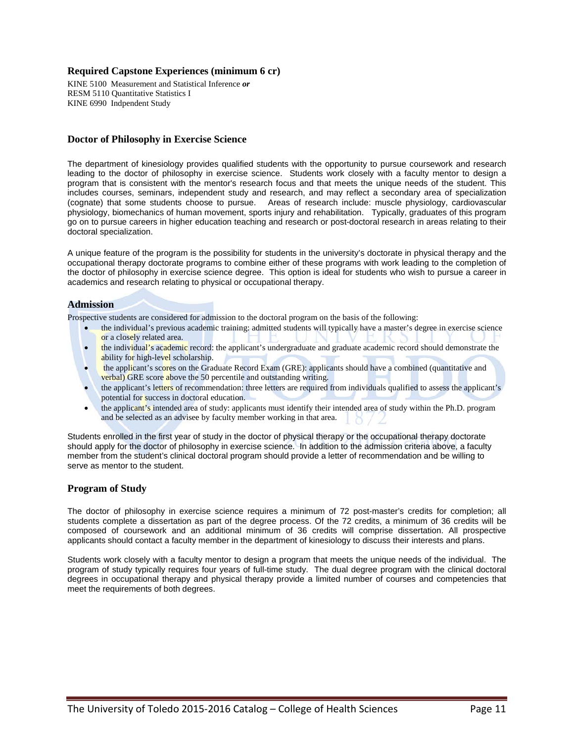### Required Capstone Experiences (minimum 6 cr)

KINE 5100 Measurement and Statistical Inference *or*
RESM 5110 Quantitative Statistics I
KINE 6990 Indpendent Study

## Doctor of Philosophy in Exercise Science

The department of kinesiology provides qualified students with the opportunity to pursue coursework and research leading to the doctor of philosophy in exercise science. Students work closely with a faculty mentor to design a program that is consistent with the mentor's research focus and that meets the unique needs of the student. This includes courses, seminars, independent study and research, and may reflect a secondary area of specialization (cognate) that some students choose to pursue. Areas of research include: muscle physiology, cardiovascular physiology, biomechanics of human movement, sports injury and rehabilitation. Typically, graduates of this program go on to pursue careers in higher education teaching and research or post-doctoral research in areas relating to their doctoral specialization.

A unique feature of the program is the possibility for students in the university's doctorate in physical therapy and the occupational therapy doctorate programs to combine either of these programs with work leading to the completion of the doctor of philosophy in exercise science degree. This option is ideal for students who wish to pursue a career in academics and research relating to physical or occupational therapy.

### Admission

Prospective students are considered for admission to the doctoral program on the basis of the following:

- the individual's previous academic training: admitted students will typically have a master's degree in exercise science or a closely related area.
- the individual's academic record: the applicant's undergraduate and graduate academic record should demonstrate the ability for high-level scholarship.
- the applicant's scores on the Graduate Record Exam (GRE): applicants should have a combined (quantitative and verbal) GRE score above the 50 percentile and outstanding writing.
- the applicant's letters of recommendation: three letters are required from individuals qualified to assess the applicant's potential for success in doctoral education.
- the applicant's intended area of study: applicants must identify their intended area of study within the Ph.D. program and be selected as an advisee by faculty member working in that area.

Students enrolled in the first year of study in the doctor of physical therapy or the occupational therapy doctorate should apply for the doctor of philosophy in exercise science. In addition to the admission criteria above, a faculty member from the student's clinical doctoral program should provide a letter of recommendation and be willing to serve as mentor to the student.

### Program of Study

The doctor of philosophy in exercise science requires a minimum of 72 post-master's credits for completion; all students complete a dissertation as part of the degree process. Of the 72 credits, a minimum of 36 credits will be composed of coursework and an additional minimum of 36 credits will comprise dissertation. All prospective applicants should contact a faculty member in the department of kinesiology to discuss their interests and plans.

Students work closely with a faculty mentor to design a program that meets the unique needs of the individual. The program of study typically requires four years of full-time study. The dual degree program with the clinical doctoral degrees in occupational therapy and physical therapy provide a limited number of courses and competencies that meet the requirements of both degrees.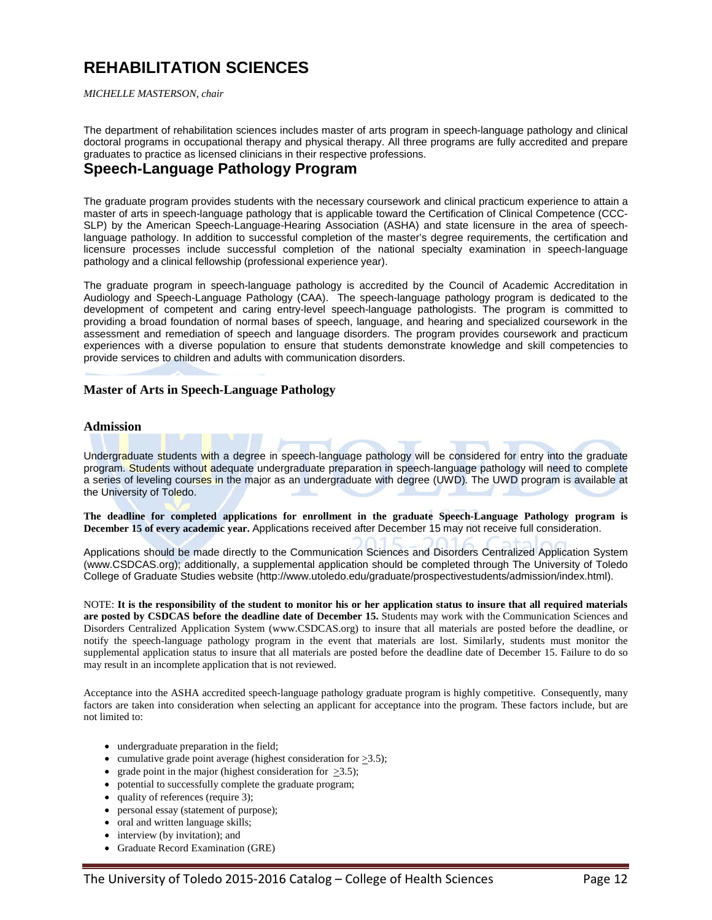# REHABILITATION SCIENCES

*MICHELLE MASTERSON, chair*

The department of rehabilitation sciences includes master of arts program in speech-language pathology and clinical doctoral programs in occupational therapy and physical therapy. All three programs are fully accredited and prepare graduates to practice as licensed clinicians in their respective professions.

## Speech-Language Pathology Program

The graduate program provides students with the necessary coursework and clinical practicum experience to attain a master of arts in speech-language pathology that is applicable toward the Certification of Clinical Competence (CCC-SLP) by the American Speech-Language-Hearing Association (ASHA) and state licensure in the area of speech-language pathology. In addition to successful completion of the master's degree requirements, the certification and licensure processes include successful completion of the national specialty examination in speech-language pathology and a clinical fellowship (professional experience year).

The graduate program in speech-language pathology is accredited by the Council of Academic Accreditation in Audiology and Speech-Language Pathology (CAA). The speech-language pathology program is dedicated to the development of competent and caring entry-level speech-language pathologists. The program is committed to providing a broad foundation of normal bases of speech, language, and hearing and specialized coursework in the assessment and remediation of speech and language disorders. The program provides coursework and practicum experiences with a diverse population to ensure that students demonstrate knowledge and skill competencies to provide services to children and adults with communication disorders.

### Master of Arts in Speech-Language Pathology

### Admission

Undergraduate students with a degree in speech-language pathology will be considered for entry into the graduate program. Students without adequate undergraduate preparation in speech-language pathology will need to complete a series of leveling courses in the major as an undergraduate with degree (UWD). The UWD program is available at the University of Toledo.

**The deadline for completed applications for enrollment in the graduate Speech-Language Pathology program is December 15 of every academic year.** Applications received after December 15 may not receive full consideration.

Applications should be made directly to the Communication Sciences and Disorders Centralized Application System (www.CSDCAS.org); additionally, a supplemental application should be completed through The University of Toledo College of Graduate Studies website (http://www.utoledo.edu/graduate/prospectivestudents/admission/index.html).

NOTE: **It is the responsibility of the student to monitor his or her application status to insure that all required materials are posted by CSDCAS before the deadline date of December 15.** Students may work with the Communication Sciences and Disorders Centralized Application System (www.CSDCAS.org) to insure that all materials are posted before the deadline, or notify the speech-language pathology program in the event that materials are lost. Similarly, students must monitor the supplemental application status to insure that all materials are posted before the deadline date of December 15. Failure to do so may result in an incomplete application that is not reviewed.

Acceptance into the ASHA accredited speech-language pathology graduate program is highly competitive. Consequently, many factors are taken into consideration when selecting an applicant for acceptance into the program. These factors include, but are not limited to:

- undergraduate preparation in the field;
- cumulative grade point average (highest consideration for $\geq$3.5);
- grade point in the major (highest consideration for $\geq$3.5);
- potential to successfully complete the graduate program;
- quality of references (require 3);
- personal essay (statement of purpose);
- oral and written language skills;
- interview (by invitation); and
- Graduate Record Examination (GRE)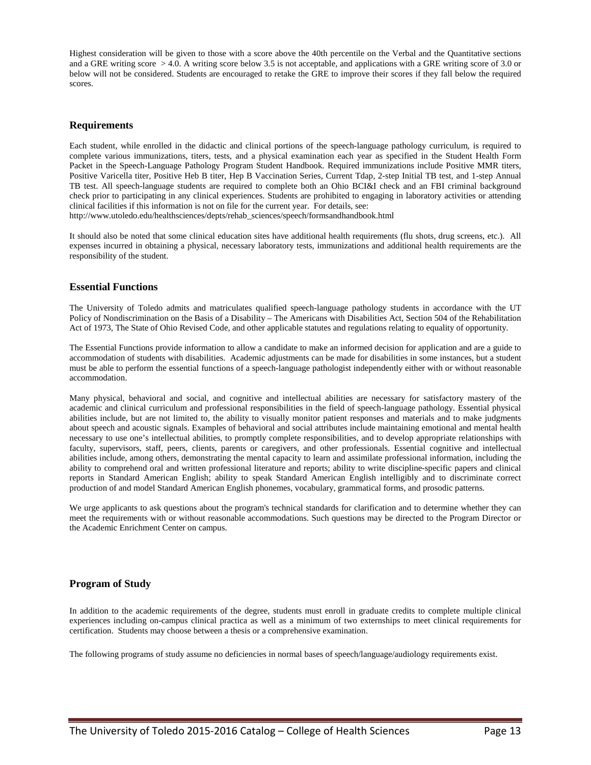Highest consideration will be given to those with a score above the 40th percentile on the Verbal and the Quantitative sections and a GRE writing score > 4.0. A writing score below 3.5 is not acceptable, and applications with a GRE writing score of 3.0 or below will not be considered. Students are encouraged to retake the GRE to improve their scores if they fall below the required scores.

## Requirements

Each student, while enrolled in the didactic and clinical portions of the speech-language pathology curriculum, is required to complete various immunizations, titers, tests, and a physical examination each year as specified in the Student Health Form Packet in the Speech-Language Pathology Program Student Handbook. Required immunizations include Positive MMR titers, Positive Varicella titer, Positive Heb B titer, Hep B Vaccination Series, Current Tdap, 2-step Initial TB test, and 1-step Annual TB test. All speech-language students are required to complete both an Ohio BCI&I check and an FBI criminal background check prior to participating in any clinical experiences. Students are prohibited to engaging in laboratory activities or attending clinical facilities if this information is not on file for the current year. For details, see: http://www.utoledo.edu/healthsciences/depts/rehab_sciences/speech/formsandhandbook.html

It should also be noted that some clinical education sites have additional health requirements (flu shots, drug screens, etc.). All expenses incurred in obtaining a physical, necessary laboratory tests, immunizations and additional health requirements are the responsibility of the student.

## Essential Functions

The University of Toledo admits and matriculates qualified speech-language pathology students in accordance with the UT Policy of Nondiscrimination on the Basis of a Disability – The Americans with Disabilities Act, Section 504 of the Rehabilitation Act of 1973, The State of Ohio Revised Code, and other applicable statutes and regulations relating to equality of opportunity.

The Essential Functions provide information to allow a candidate to make an informed decision for application and are a guide to accommodation of students with disabilities. Academic adjustments can be made for disabilities in some instances, but a student must be able to perform the essential functions of a speech-language pathologist independently either with or without reasonable accommodation.

Many physical, behavioral and social, and cognitive and intellectual abilities are necessary for satisfactory mastery of the academic and clinical curriculum and professional responsibilities in the field of speech-language pathology. Essential physical abilities include, but are not limited to, the ability to visually monitor patient responses and materials and to make judgments about speech and acoustic signals. Examples of behavioral and social attributes include maintaining emotional and mental health necessary to use one's intellectual abilities, to promptly complete responsibilities, and to develop appropriate relationships with faculty, supervisors, staff, peers, clients, parents or caregivers, and other professionals. Essential cognitive and intellectual abilities include, among others, demonstrating the mental capacity to learn and assimilate professional information, including the ability to comprehend oral and written professional literature and reports; ability to write discipline-specific papers and clinical reports in Standard American English; ability to speak Standard American English intelligibly and to discriminate correct production of and model Standard American English phonemes, vocabulary, grammatical forms, and prosodic patterns.

We urge applicants to ask questions about the program's technical standards for clarification and to determine whether they can meet the requirements with or without reasonable accommodations. Such questions may be directed to the Program Director or the Academic Enrichment Center on campus.

## Program of Study

In addition to the academic requirements of the degree, students must enroll in graduate credits to complete multiple clinical experiences including on-campus clinical practica as well as a minimum of two externships to meet clinical requirements for certification. Students may choose between a thesis or a comprehensive examination.

The following programs of study assume no deficiencies in normal bases of speech/language/audiology requirements exist.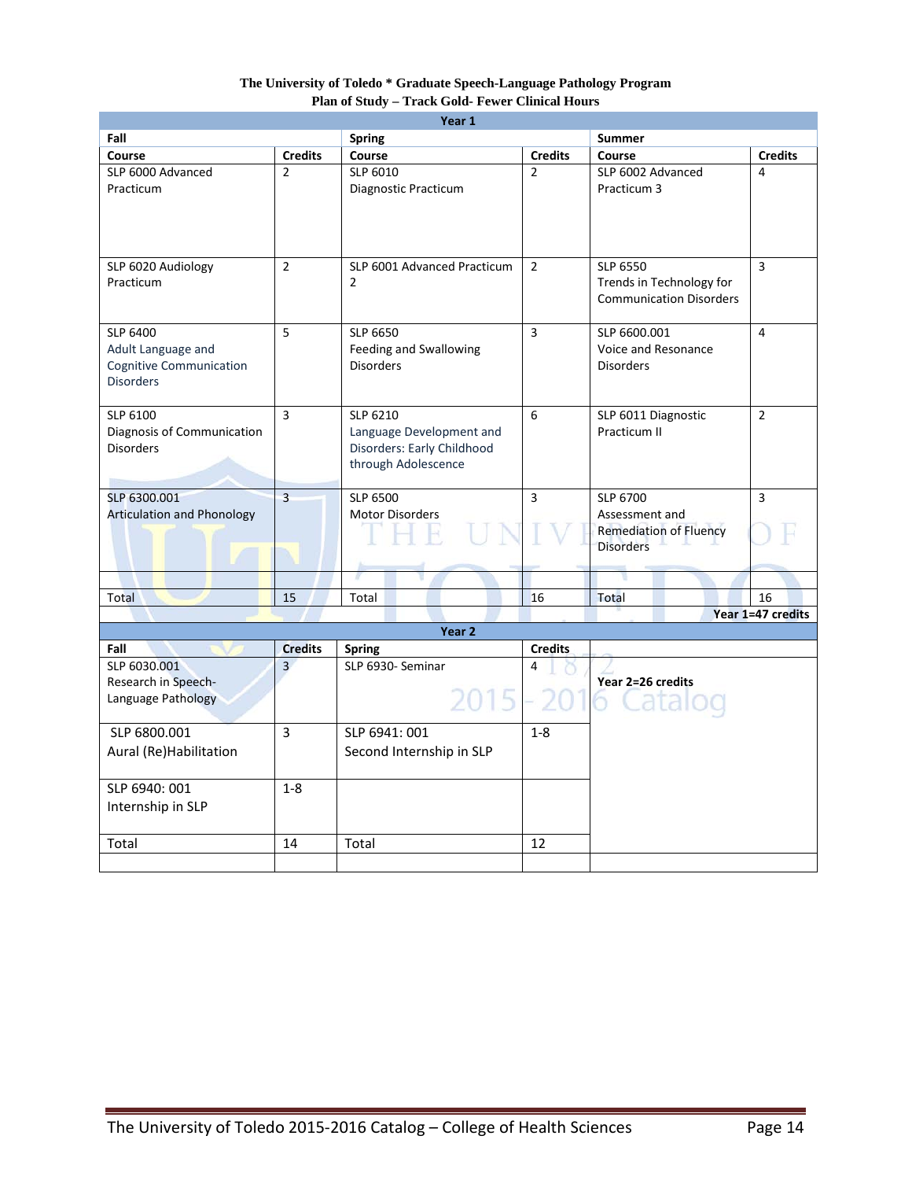**The University of Toledo * Graduate Speech-Language Pathology Program**
**Plan of Study – Track Gold- Fewer Clinical Hours**

| Year 1 | | | | | |
|---|---|---|---|---|---|
| **Fall** | | **Spring** | | **Summer** | |
| **Course** | **Credits** | **Course** | **Credits** | **Course** | **Credits** |
| SLP 6000 Advanced Practicum | 2 | SLP 6010 Diagnostic Practicum | 2 | SLP 6002 Advanced Practicum 3 | 4 |
| SLP 6020 Audiology Practicum | 2 | SLP 6001 Advanced Practicum 2 | 2 | SLP 6550 Trends in Technology for Communication Disorders | 3 |
| SLP 6400 Adult Language and Cognitive Communication Disorders | 5 | SLP 6650 Feeding and Swallowing Disorders | 3 | SLP 6600.001 Voice and Resonance Disorders | 4 |
| SLP 6100 Diagnosis of Communication Disorders | 3 | SLP 6210 Language Development and Disorders: Early Childhood through Adolescence | 6 | SLP 6011 Diagnostic Practicum II | 2 |
| SLP 6300.001 Articulation and Phonology | 3 | SLP 6500 Motor Disorders | 3 | SLP 6700 Assessment and Remediation of Fluency Disorders | 3 |
| | | | | | |
| Total | 15 | Total | 16 | Total | 16 |
| | | | | | **Year 1=47 credits** |

| Year 2 | | | | |
|---|---|---|---|---|
| **Fall** | **Credits** | **Spring** | **Credits** | |
| SLP 6030.001 Research in Speech-Language Pathology | 3 | SLP 6930- Seminar | 4 | **Year 2=26 credits** |
| SLP 6800.001 Aural (Re)Habilitation | 3 | SLP 6941: 001 Second Internship in SLP | 1-8 | |
| SLP 6940: 001 Internship in SLP | 1-8 | | | |
| Total | 14 | Total | 12 | |
| | | | | |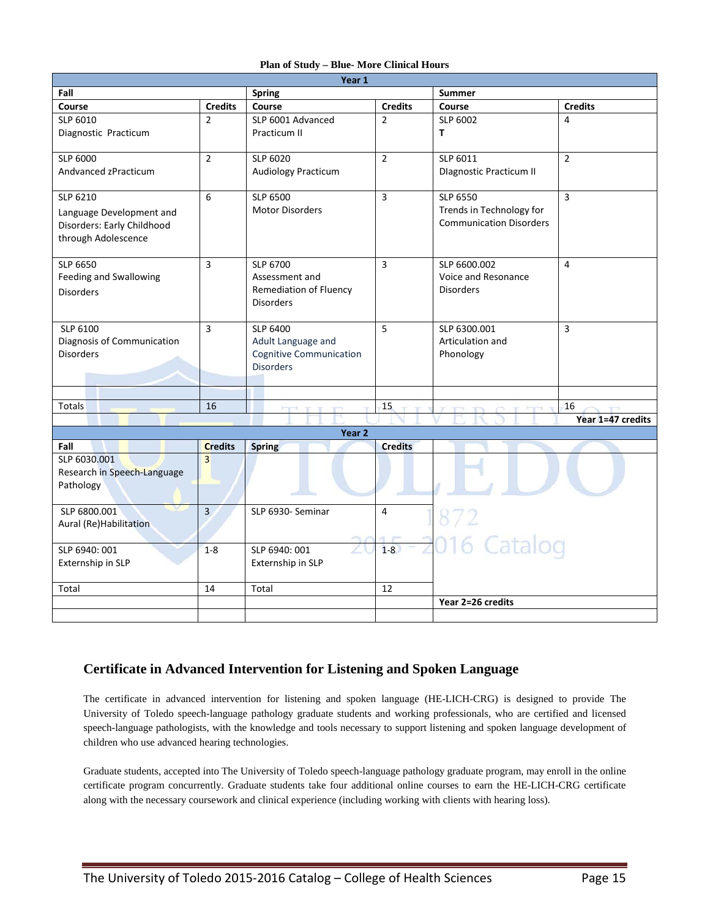**Plan of Study – Blue- More Clinical Hours**

| Year 1 | | | | | |
|---|---|---|---|---|---|
| **Fall** | | **Spring** | | **Summer** | |
| **Course** | **Credits** | **Course** | **Credits** | **Course** | **Credits** |
| SLP 6010 Diagnostic Practicum | 2 | SLP 6001 Advanced Practicum II | 2 | SLP 6002 T | 4 |
| SLP 6000 Andvanced zPracticum | 2 | SLP 6020 Audiology Practicum | 2 | SLP 6011 DIagnostic Practicum II | 2 |
| SLP 6210 Language Development and Disorders: Early Childhood through Adolescence | 6 | SLP 6500 Motor Disorders | 3 | SLP 6550 Trends in Technology for Communication Disorders | 3 |
| SLP 6650 Feeding and Swallowing Disorders | 3 | SLP 6700 Assessment and Remediation of Fluency Disorders | 3 | SLP 6600.002 Voice and Resonance Disorders | 4 |
| SLP 6100 Diagnosis of Communication Disorders | 3 | SLP 6400 Adult Language and Cognitive Communication Disorders | 5 | SLP 6300.001 Articulation and Phonology | 3 |
| | | | | | |
| Totals | 16 | | 15 | | 16 |
| | | | | | **Year 1=47 credits** |

| Year 2 | | | | |
|---|---|---|---|---|
| **Fall** | **Credits** | **Spring** | **Credits** | |
| SLP 6030.001 Research in Speech-Language Pathology | 3 | | | |
| SLP 6800.001 Aural (Re)Habilitation | 3 | SLP 6930- Seminar | 4 | |
| SLP 6940: 001 Externship in SLP | 1-8 | SLP 6940: 001 Externship in SLP | 1-8 | |
| Total | 14 | Total | 12 | |
| | | | | **Year 2=26 credits** |

## Certificate in Advanced Intervention for Listening and Spoken Language

The certificate in advanced intervention for listening and spoken language (HE-LICH-CRG) is designed to provide The University of Toledo speech-language pathology graduate students and working professionals, who are certified and licensed speech-language pathologists, with the knowledge and tools necessary to support listening and spoken language development of children who use advanced hearing technologies.

Graduate students, accepted into The University of Toledo speech-language pathology graduate program, may enroll in the online certificate program concurrently. Graduate students take four additional online courses to earn the HE-LICH-CRG certificate along with the necessary coursework and clinical experience (including working with clients with hearing loss).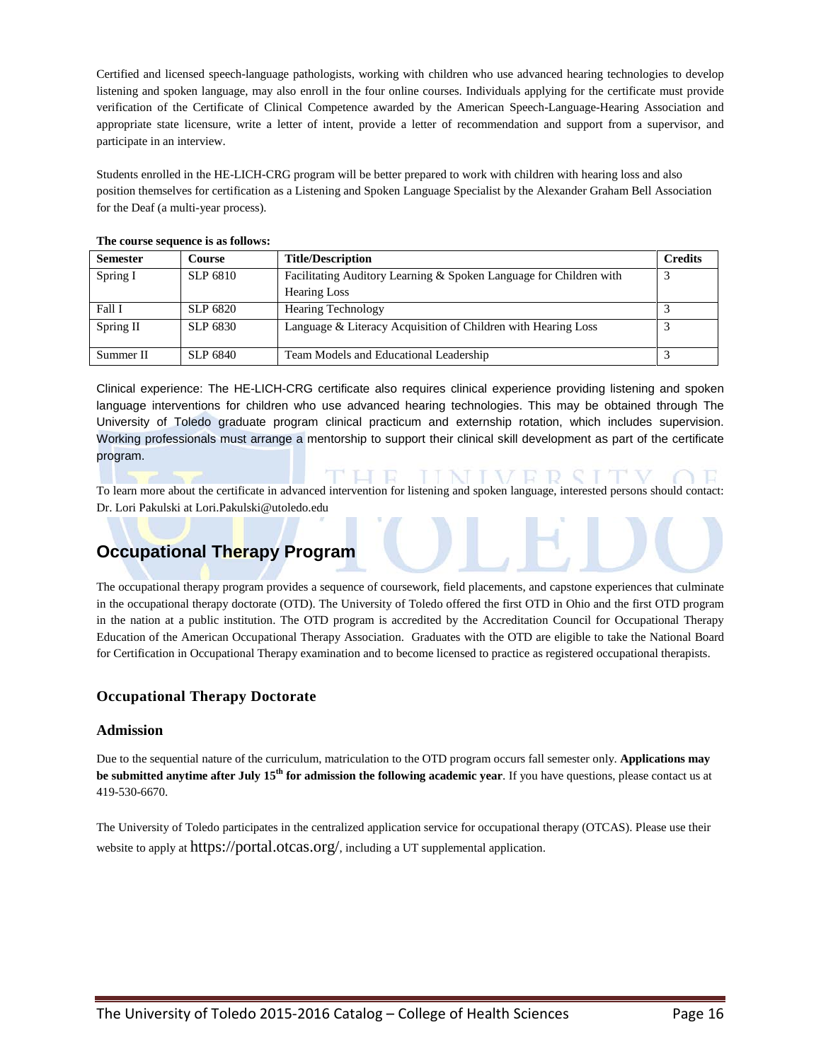Certified and licensed speech-language pathologists, working with children who use advanced hearing technologies to develop listening and spoken language, may also enroll in the four online courses. Individuals applying for the certificate must provide verification of the Certificate of Clinical Competence awarded by the American Speech-Language-Hearing Association and appropriate state licensure, write a letter of intent, provide a letter of recommendation and support from a supervisor, and participate in an interview.

Students enrolled in the HE-LICH-CRG program will be better prepared to work with children with hearing loss and also position themselves for certification as a Listening and Spoken Language Specialist by the Alexander Graham Bell Association for the Deaf (a multi-year process).

**The course sequence is as follows:**

| Semester | Course | Title/Description | Credits |
|---|---|---|---|
| Spring I | SLP 6810 | Facilitating Auditory Learning & Spoken Language for Children with Hearing Loss | 3 |
| Fall I | SLP 6820 | Hearing Technology | 3 |
| Spring II | SLP 6830 | Language & Literacy Acquisition of Children with Hearing Loss | 3 |
| Summer II | SLP 6840 | Team Models and Educational Leadership | 3 |

Clinical experience: The HE-LICH-CRG certificate also requires clinical experience providing listening and spoken language interventions for children who use advanced hearing technologies. This may be obtained through The University of Toledo graduate program clinical practicum and externship rotation, which includes supervision. Working professionals must arrange a mentorship to support their clinical skill development as part of the certificate program.

To learn more about the certificate in advanced intervention for listening and spoken language, interested persons should contact: Dr. Lori Pakulski at Lori.Pakulski@utoledo.edu

## Occupational Therapy Program

The occupational therapy program provides a sequence of coursework, field placements, and capstone experiences that culminate in the occupational therapy doctorate (OTD). The University of Toledo offered the first OTD in Ohio and the first OTD program in the nation at a public institution. The OTD program is accredited by the Accreditation Council for Occupational Therapy Education of the American Occupational Therapy Association. Graduates with the OTD are eligible to take the National Board for Certification in Occupational Therapy examination and to become licensed to practice as registered occupational therapists.

### Occupational Therapy Doctorate

### Admission

Due to the sequential nature of the curriculum, matriculation to the OTD program occurs fall semester only. **Applications may be submitted anytime after July 15th for admission the following academic year**. If you have questions, please contact us at 419-530-6670.

The University of Toledo participates in the centralized application service for occupational therapy (OTCAS). Please use their website to apply at https://portal.otcas.org/, including a UT supplemental application.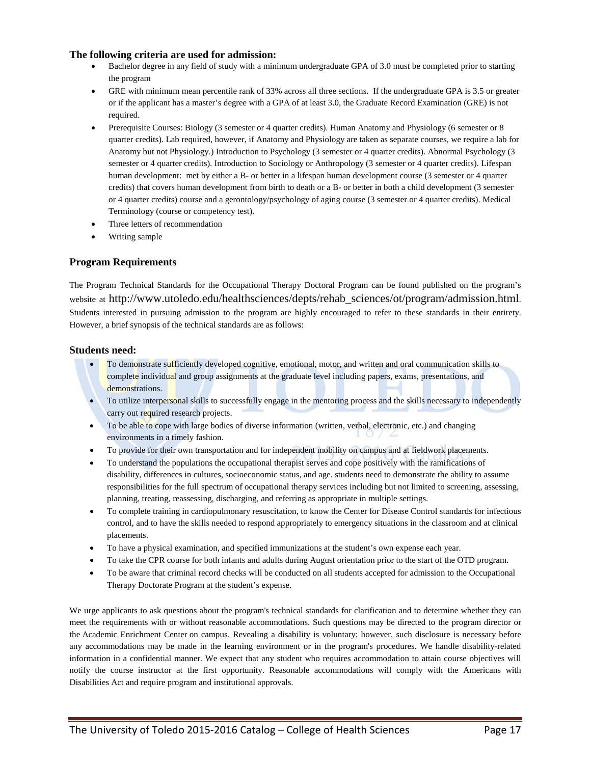### The following criteria are used for admission:

- Bachelor degree in any field of study with a minimum undergraduate GPA of 3.0 must be completed prior to starting the program
- GRE with minimum mean percentile rank of 33% across all three sections. If the undergraduate GPA is 3.5 or greater or if the applicant has a master's degree with a GPA of at least 3.0, the Graduate Record Examination (GRE) is not required.
- Prerequisite Courses: Biology (3 semester or 4 quarter credits). Human Anatomy and Physiology (6 semester or 8 quarter credits). Lab required, however, if Anatomy and Physiology are taken as separate courses, we require a lab for Anatomy but not Physiology.) Introduction to Psychology (3 semester or 4 quarter credits). Abnormal Psychology (3 semester or 4 quarter credits). Introduction to Sociology or Anthropology (3 semester or 4 quarter credits). Lifespan human development: met by either a B- or better in a lifespan human development course (3 semester or 4 quarter credits) that covers human development from birth to death or a B- or better in both a child development (3 semester or 4 quarter credits) course and a gerontology/psychology of aging course (3 semester or 4 quarter credits). Medical Terminology (course or competency test).
- Three letters of recommendation
- Writing sample

### Program Requirements

The Program Technical Standards for the Occupational Therapy Doctoral Program can be found published on the program's website at http://www.utoledo.edu/healthsciences/depts/rehab_sciences/ot/program/admission.html. Students interested in pursuing admission to the program are highly encouraged to refer to these standards in their entirety. However, a brief synopsis of the technical standards are as follows:

### Students need:

- To demonstrate sufficiently developed cognitive, emotional, motor, and written and oral communication skills to complete individual and group assignments at the graduate level including papers, exams, presentations, and demonstrations.
- To utilize interpersonal skills to successfully engage in the mentoring process and the skills necessary to independently carry out required research projects.
- To be able to cope with large bodies of diverse information (written, verbal, electronic, etc.) and changing environments in a timely fashion.
- To provide for their own transportation and for independent mobility on campus and at fieldwork placements.
- To understand the populations the occupational therapist serves and cope positively with the ramifications of disability, differences in cultures, socioeconomic status, and age. students need to demonstrate the ability to assume responsibilities for the full spectrum of occupational therapy services including but not limited to screening, assessing, planning, treating, reassessing, discharging, and referring as appropriate in multiple settings.
- To complete training in cardiopulmonary resuscitation, to know the Center for Disease Control standards for infectious control, and to have the skills needed to respond appropriately to emergency situations in the classroom and at clinical placements.
- To have a physical examination, and specified immunizations at the student's own expense each year.
- To take the CPR course for both infants and adults during August orientation prior to the start of the OTD program.
- To be aware that criminal record checks will be conducted on all students accepted for admission to the Occupational Therapy Doctorate Program at the student's expense.

We urge applicants to ask questions about the program's technical standards for clarification and to determine whether they can meet the requirements with or without reasonable accommodations. Such questions may be directed to the program director or the Academic Enrichment Center on campus. Revealing a disability is voluntary; however, such disclosure is necessary before any accommodations may be made in the learning environment or in the program's procedures. We handle disability-related information in a confidential manner. We expect that any student who requires accommodation to attain course objectives will notify the course instructor at the first opportunity. Reasonable accommodations will comply with the Americans with Disabilities Act and require program and institutional approvals.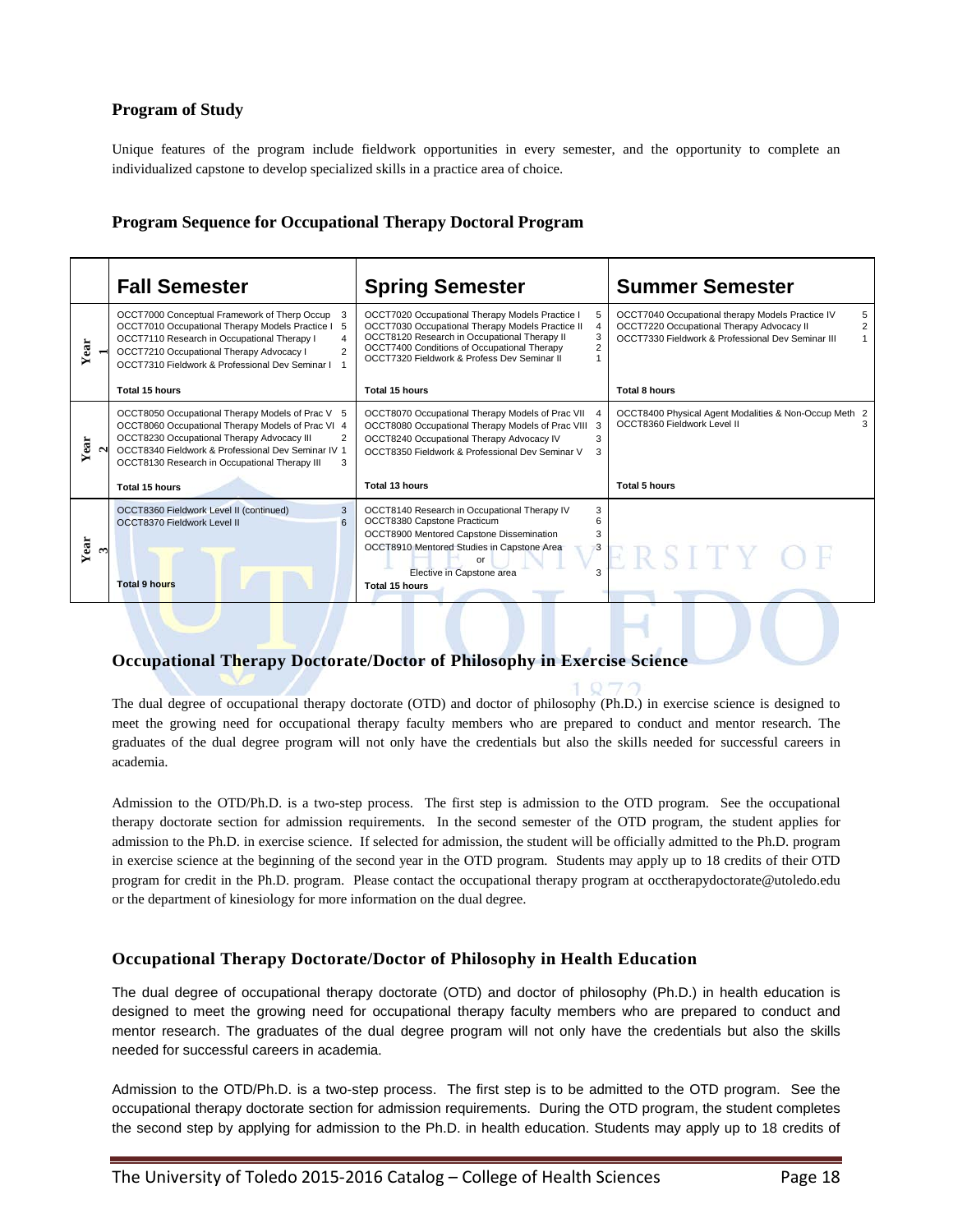## Program of Study

Unique features of the program include fieldwork opportunities in every semester, and the opportunity to complete an individualized capstone to develop specialized skills in a practice area of choice.

### Program Sequence for Occupational Therapy Doctoral Program

| | Fall Semester | Spring Semester | Summer Semester |
|---|---|---|---|
| Year 1 | OCCT7000 Conceptual Framework of Therp Occup 3<br>OCCT7010 Occupational Therapy Models Practice I 5<br>OCCT7110 Research in Occupational Therapy I 4<br>OCCT7210 Occupational Therapy Advocacy I 2<br>OCCT7310 Fieldwork & Professional Dev Seminar I 1<br>**Total 15 hours** | OCCT7020 Occupational Therapy Models Practice I 5<br>OCCT7030 Occupational Therapy Models Practice II 4<br>OCCT8120 Research in Occupational Therapy II 3<br>OCCT7400 Conditions of Occupational Therapy 2<br>OCCT7320 Fieldwork & Profess Dev Seminar II 1<br>**Total 15 hours** | OCCT7040 Occupational therapy Models Practice IV 5<br>OCCT7220 Occupational Therapy Advocacy II 2<br>OCCT7330 Fieldwork & Professional Dev Seminar III 1<br>**Total 8 hours** |
| Year 2 | OCCT8050 Occupational Therapy Models of Prac V 5<br>OCCT8060 Occupational Therapy Models of Prac VI 4<br>OCCT8230 Occupational Therapy Advocacy III 2<br>OCCT8340 Fieldwork & Professional Dev Seminar IV 1<br>OCCT8130 Research in Occupational Therapy III 3<br>**Total 15 hours** | OCCT8070 Occupational Therapy Models of Prac VII 4<br>OCCT8080 Occupational Therapy Models of Prac VIII 3<br>OCCT8240 Occupational Therapy Advocacy IV 3<br>OCCT8350 Fieldwork & Professional Dev Seminar V 3<br>**Total 13 hours** | OCCT8400 Physical Agent Modalities & Non-Occup Meth 2<br>OCCT8360 Fieldwork Level II 3<br>**Total 5 hours** |
| Year 3 | OCCT8360 Fieldwork Level II (continued) 3<br>OCCT8370 Fieldwork Level II 6<br>**Total 9 hours** | OCCT8140 Research in Occupational Therapy IV 3<br>OCCT8380 Capstone Practicum 6<br>OCCT8900 Mentored Capstone Dissemination 3<br>OCCT8910 Mentored Studies in Capstone Area 3<br>or<br>Elective in Capstone area 3<br>**Total 15 hours** | |

## Occupational Therapy Doctorate/Doctor of Philosophy in Exercise Science

The dual degree of occupational therapy doctorate (OTD) and doctor of philosophy (Ph.D.) in exercise science is designed to meet the growing need for occupational therapy faculty members who are prepared to conduct and mentor research. The graduates of the dual degree program will not only have the credentials but also the skills needed for successful careers in academia.

Admission to the OTD/Ph.D. is a two-step process. The first step is admission to the OTD program. See the occupational therapy doctorate section for admission requirements. In the second semester of the OTD program, the student applies for admission to the Ph.D. in exercise science. If selected for admission, the student will be officially admitted to the Ph.D. program in exercise science at the beginning of the second year in the OTD program. Students may apply up to 18 credits of their OTD program for credit in the Ph.D. program. Please contact the occupational therapy program at occtherapydoctorate@utoledo.edu or the department of kinesiology for more information on the dual degree.

## Occupational Therapy Doctorate/Doctor of Philosophy in Health Education

The dual degree of occupational therapy doctorate (OTD) and doctor of philosophy (Ph.D.) in health education is designed to meet the growing need for occupational therapy faculty members who are prepared to conduct and mentor research. The graduates of the dual degree program will not only have the credentials but also the skills needed for successful careers in academia.

Admission to the OTD/Ph.D. is a two-step process. The first step is to be admitted to the OTD program. See the occupational therapy doctorate section for admission requirements. During the OTD program, the student completes the second step by applying for admission to the Ph.D. in health education. Students may apply up to 18 credits of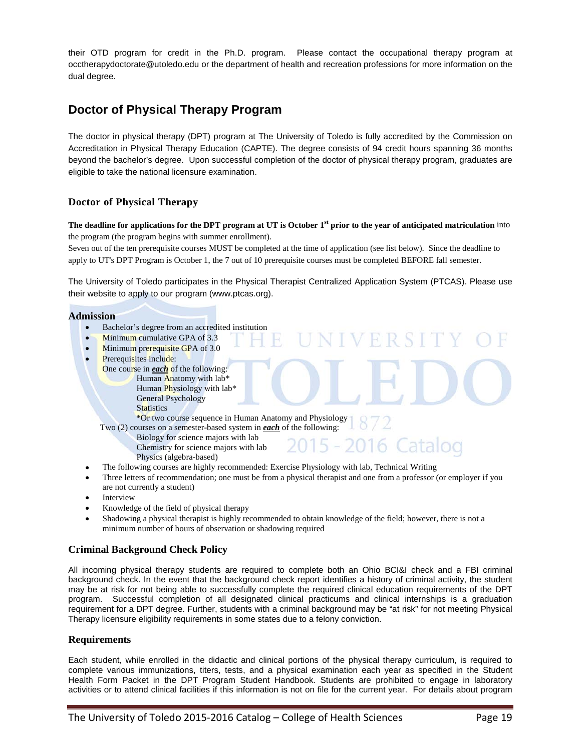their OTD program for credit in the Ph.D. program. Please contact the occupational therapy program at occtherapydoctorate@utoledo.edu or the department of health and recreation professions for more information on the dual degree.

## Doctor of Physical Therapy Program

The doctor in physical therapy (DPT) program at The University of Toledo is fully accredited by the Commission on Accreditation in Physical Therapy Education (CAPTE). The degree consists of 94 credit hours spanning 36 months beyond the bachelor's degree. Upon successful completion of the doctor of physical therapy program, graduates are eligible to take the national licensure examination.

### Doctor of Physical Therapy

**The deadline for applications for the DPT program at UT is October 1st prior to the year of anticipated matriculation** into the program (the program begins with summer enrollment).
Seven out of the ten prerequisite courses MUST be completed at the time of application (see list below). Since the deadline to apply to UT's DPT Program is October 1, the 7 out of 10 prerequisite courses must be completed BEFORE fall semester.

The University of Toledo participates in the Physical Therapist Centralized Application System (PTCAS). Please use their website to apply to our program (www.ptcas.org).

### Admission

- Bachelor's degree from an accredited institution
- Minimum cumulative GPA of 3.3
- Minimum prerequisite GPA of 3.0
- Prerequisites include:
  One course in ***each*** of the following:
  - Human Anatomy with lab*
  - Human Physiology with lab*
  - General Psychology
  - Statistics
  - *Or two course sequence in Human Anatomy and Physiology

  Two (2) courses on a semester-based system in ***each*** of the following:
  - Biology for science majors with lab
  - Chemistry for science majors with lab
  - Physics (algebra-based)
- The following courses are highly recommended: Exercise Physiology with lab, Technical Writing
- Three letters of recommendation; one must be from a physical therapist and one from a professor (or employer if you are not currently a student)
- Interview
- Knowledge of the field of physical therapy
- Shadowing a physical therapist is highly recommended to obtain knowledge of the field; however, there is not a minimum number of hours of observation or shadowing required

### Criminal Background Check Policy

All incoming physical therapy students are required to complete both an Ohio BCI&I check and a FBI criminal background check. In the event that the background check report identifies a history of criminal activity, the student may be at risk for not being able to successfully complete the required clinical education requirements of the DPT program. Successful completion of all designated clinical practicums and clinical internships is a graduation requirement for a DPT degree. Further, students with a criminal background may be "at risk" for not meeting Physical Therapy licensure eligibility requirements in some states due to a felony conviction.

### Requirements

Each student, while enrolled in the didactic and clinical portions of the physical therapy curriculum, is required to complete various immunizations, titers, tests, and a physical examination each year as specified in the Student Health Form Packet in the DPT Program Student Handbook. Students are prohibited to engage in laboratory activities or to attend clinical facilities if this information is not on file for the current year. For details about program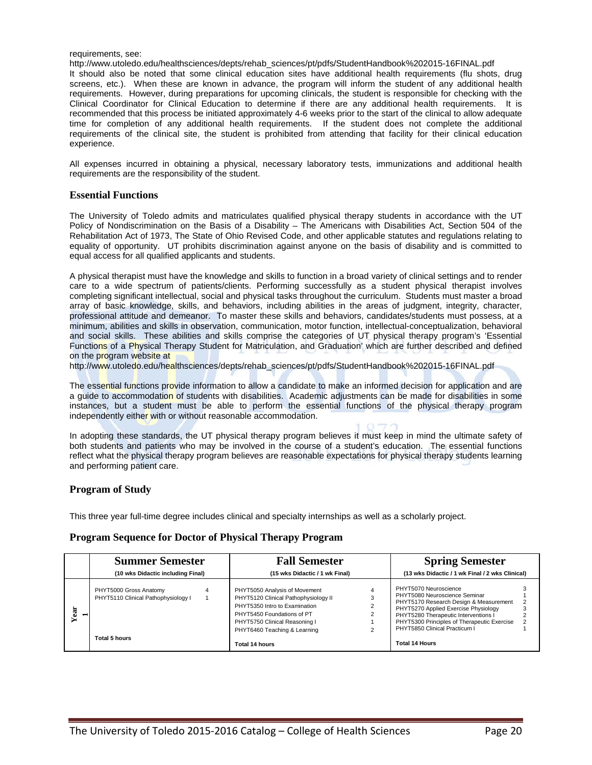requirements, see:
http://www.utoledo.edu/healthsciences/depts/rehab_sciences/pt/pdfs/StudentHandbook%202015-16FINAL.pdf
It should also be noted that some clinical education sites have additional health requirements (flu shots, drug screens, etc.). When these are known in advance, the program will inform the student of any additional health requirements. However, during preparations for upcoming clinicals, the student is responsible for checking with the Clinical Coordinator for Clinical Education to determine if there are any additional health requirements. It is recommended that this process be initiated approximately 4-6 weeks prior to the start of the clinical to allow adequate time for completion of any additional health requirements. If the student does not complete the additional requirements of the clinical site, the student is prohibited from attending that facility for their clinical education experience.

All expenses incurred in obtaining a physical, necessary laboratory tests, immunizations and additional health requirements are the responsibility of the student.

### Essential Functions

The University of Toledo admits and matriculates qualified physical therapy students in accordance with the UT Policy of Nondiscrimination on the Basis of a Disability – The Americans with Disabilities Act, Section 504 of the Rehabilitation Act of 1973, The State of Ohio Revised Code, and other applicable statutes and regulations relating to equality of opportunity. UT prohibits discrimination against anyone on the basis of disability and is committed to equal access for all qualified applicants and students.

A physical therapist must have the knowledge and skills to function in a broad variety of clinical settings and to render care to a wide spectrum of patients/clients. Performing successfully as a student physical therapist involves completing significant intellectual, social and physical tasks throughout the curriculum. Students must master a broad array of basic knowledge, skills, and behaviors, including abilities in the areas of judgment, integrity, character, professional attitude and demeanor. To master these skills and behaviors, candidates/students must possess, at a minimum, abilities and skills in observation, communication, motor function, intellectual-conceptualization, behavioral and social skills. These abilities and skills comprise the categories of UT physical therapy program's 'Essential Functions of a Physical Therapy Student for Matriculation, and Graduation' which are further described and defined on the program website at
http://www.utoledo.edu/healthsciences/depts/rehab_sciences/pt/pdfs/StudentHandbook%202015-16FINAL.pdf

The essential functions provide information to allow a candidate to make an informed decision for application and are a guide to accommodation of students with disabilities. Academic adjustments can be made for disabilities in some instances, but a student must be able to perform the essential functions of the physical therapy program independently either with or without reasonable accommodation.

In adopting these standards, the UT physical therapy program believes it must keep in mind the ultimate safety of both students and patients who may be involved in the course of a student's education. The essential functions reflect what the physical therapy program believes are reasonable expectations for physical therapy students learning and performing patient care.

### Program of Study

This three year full-time degree includes clinical and specialty internships as well as a scholarly project.

### Program Sequence for Doctor of Physical Therapy Program

| | Summer Semester (10 wks Didactic including Final) | | Fall Semester (15 wks Didactic / 1 wk Final) | | Spring Semester (13 wks Didactic / 1 wk Final / 2 wks Clinical) | |
|---|---|---|---|---|---|---|
| Year 1 | PHYT5000 Gross Anatomy | 4 | PHYT5050 Analysis of Movement | 4 | PHYT5070 Neuroscience | 3 |
| | PHYT5110 Clinical Pathophysiology I | 1 | PHYT5120 Clinical Pathophysiology II | 3 | PHYT5080 Neuroscience Seminar | 1 |
| | | | PHYT5350 Intro to Examination | 2 | PHYT5170 Research Design & Measurement | 2 |
| | | | PHYT5450 Foundations of PT | 2 | PHYT5270 Applied Exercise Physiology | 3 |
| | | | PHYT5750 Clinical Reasoning I | 1 | PHYT5280 Therapeutic Interventions I | 2 |
| | | | PHYT6460 Teaching & Learning | 2 | PHYT5300 Principles of Therapeutic Exercise | 2 |
| | | | | | PHYT5850 Clinical Practicum I | 1 |
| | **Total 5 hours** | | **Total 14 hours** | | **Total 14 Hours** | |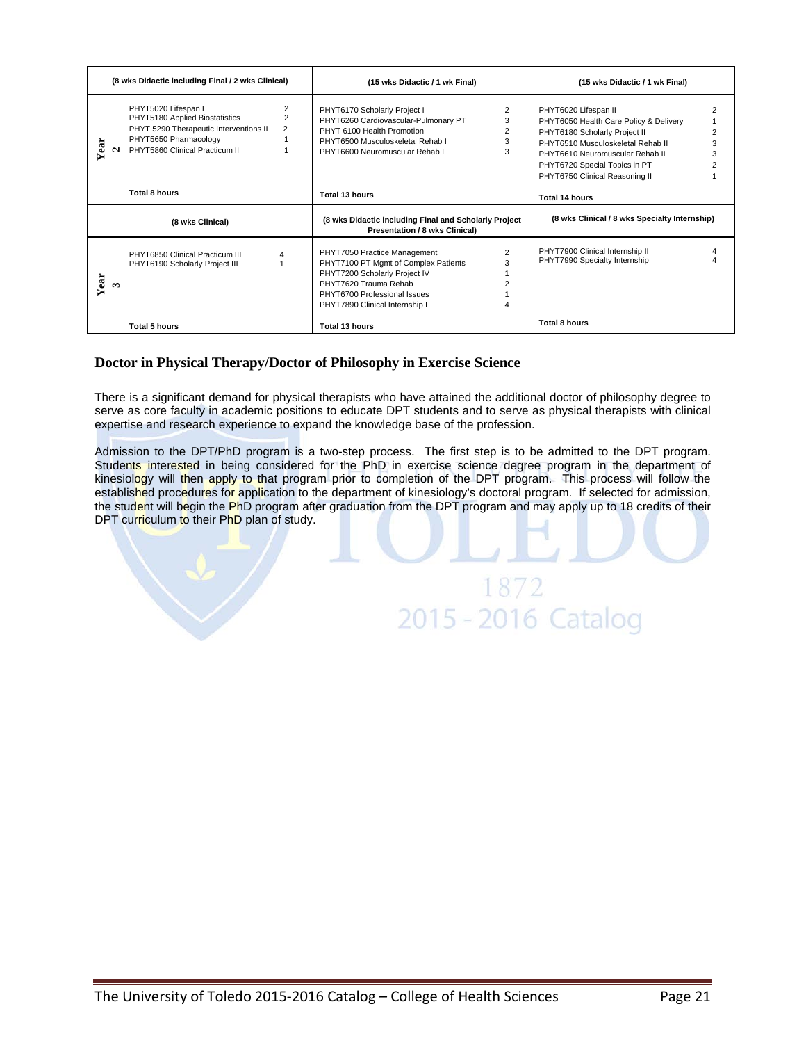| | (8 wks Didactic including Final / 2 wks Clinical) | | (15 wks Didactic / 1 wk Final) | | (15 wks Didactic / 1 wk Final) | |
|---|---|---|---|---|---|---|
| Year 2 | PHYT5020 Lifespan I | 2 | PHYT6170 Scholarly Project I | 2 | PHYT6020 Lifespan II | 2 |
| | PHYT5180 Applied Biostatistics | 2 | PHYT6260 Cardiovascular-Pulmonary PT | 3 | PHYT6050 Health Care Policy & Delivery | 1 |
| | PHYT 5290 Therapeutic Interventions II | 2 | PHYT 6100 Health Promotion | 2 | PHYT6180 Scholarly Project II | 2 |
| | PHYT5650 Pharmacology | 1 | PHYT6500 Musculoskeletal Rehab I | 3 | PHYT6510 Musculoskeletal Rehab II | 3 |
| | PHYT5860 Clinical Practicum II | 1 | PHYT6600 Neuromuscular Rehab I | 3 | PHYT6610 Neuromuscular Rehab II | 3 |
| | | | | | PHYT6720 Special Topics in PT | 2 |
| | | | | | PHYT6750 Clinical Reasoning II | 1 |
| | **Total 8 hours** | | **Total 13 hours** | | **Total 14 hours** | |
| | (8 wks Clinical) | | (8 wks Didactic including Final and Scholarly Project Presentation / 8 wks Clinical) | | (8 wks Clinical / 8 wks Specialty Internship) | |
| Year 3 | PHYT6850 Clinical Practicum III | 4 | PHYT7050 Practice Management | 2 | PHYT7900 Clinical Internship II | 4 |
| | PHYT6190 Scholarly Project III | 1 | PHYT7100 PT Mgmt of Complex Patients | 3 | PHYT7990 Specialty Internship | 4 |
| | | | PHYT7200 Scholarly Project IV | 1 | | |
| | | | PHYT7620 Trauma Rehab | 2 | | |
| | | | PHYT6700 Professional Issues | 1 | | |
| | | | PHYT7890 Clinical Internship I | 4 | | |
| | **Total 5 hours** | | **Total 13 hours** | | **Total 8 hours** | |

## Doctor in Physical Therapy/Doctor of Philosophy in Exercise Science

There is a significant demand for physical therapists who have attained the additional doctor of philosophy degree to serve as core faculty in academic positions to educate DPT students and to serve as physical therapists with clinical expertise and research experience to expand the knowledge base of the profession.

Admission to the DPT/PhD program is a two-step process. The first step is to be admitted to the DPT program. Students interested in being considered for the PhD in exercise science degree program in the department of kinesiology will then apply to that program prior to completion of the DPT program. This process will follow the established procedures for application to the department of kinesiology's doctoral program. If selected for admission, the student will begin the PhD program after graduation from the DPT program and may apply up to 18 credits of their DPT curriculum to their PhD plan of study.